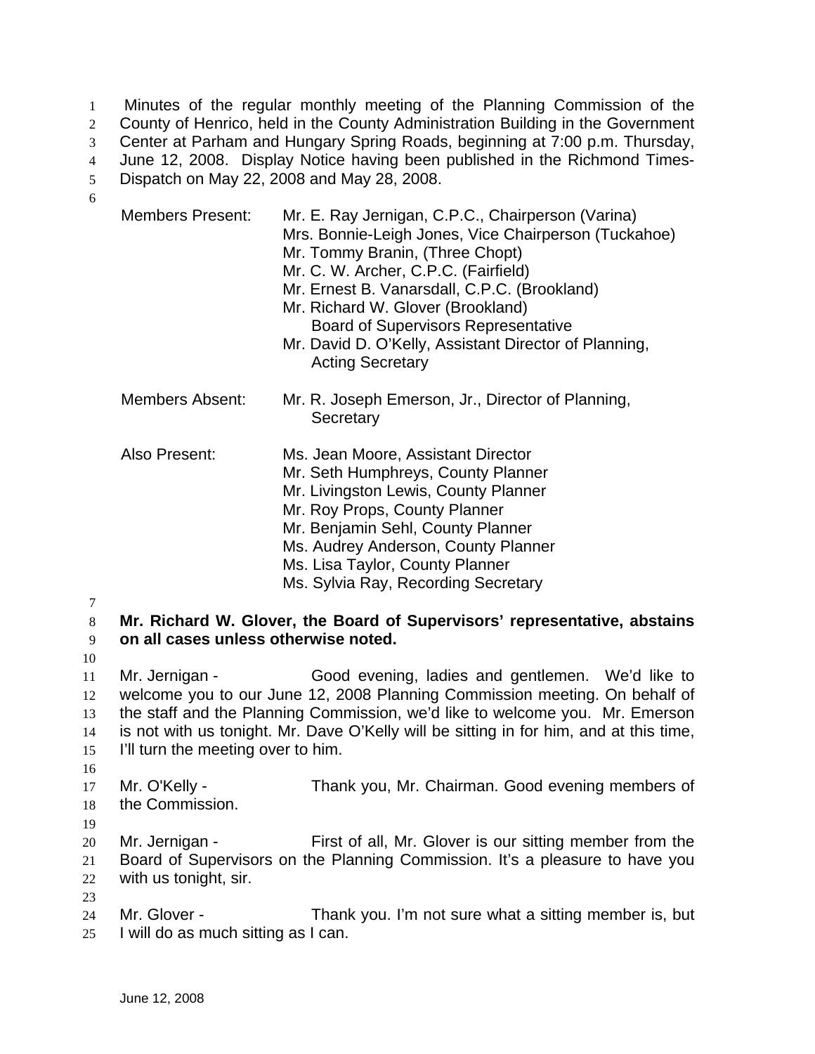Minutes of the regular monthly meeting of the Planning Commission of the County of Henrico, held in the County Administration Building in the Government Center at Parham and Hungary Spring Roads, beginning at 7:00 p.m. Thursday, June 12, 2008. Display Notice having been published in the Richmond Times-Dispatch on May 22, 2008 and May 28, 2008.

Members Present:
- Mr. E. Ray Jernigan, C.P.C., Chairperson (Varina)
- Mrs. Bonnie-Leigh Jones, Vice Chairperson (Tuckahoe)
- Mr. Tommy Branin, (Three Chopt)
- Mr. C. W. Archer, C.P.C. (Fairfield)
- Mr. Ernest B. Vanarsdall, C.P.C. (Brookland)
- Mr. Richard W. Glover (Brookland) Board of Supervisors Representative
- Mr. David D. O'Kelly, Assistant Director of Planning, Acting Secretary

Members Absent:
- Mr. R. Joseph Emerson, Jr., Director of Planning, Secretary

Also Present:
- Ms. Jean Moore, Assistant Director
- Mr. Seth Humphreys, County Planner
- Mr. Livingston Lewis, County Planner
- Mr. Roy Props, County Planner
- Mr. Benjamin Sehl, County Planner
- Ms. Audrey Anderson, County Planner
- Ms. Lisa Taylor, County Planner
- Ms. Sylvia Ray, Recording Secretary

**Mr. Richard W. Glover, the Board of Supervisors' representative, abstains on all cases unless otherwise noted.**

Mr. Jernigan - Good evening, ladies and gentlemen. We'd like to welcome you to our June 12, 2008 Planning Commission meeting. On behalf of the staff and the Planning Commission, we'd like to welcome you. Mr. Emerson is not with us tonight. Mr. Dave O'Kelly will be sitting in for him, and at this time, I'll turn the meeting over to him.

Mr. O'Kelly - Thank you, Mr. Chairman. Good evening members of the Commission.

Mr. Jernigan - First of all, Mr. Glover is our sitting member from the Board of Supervisors on the Planning Commission. It's a pleasure to have you with us tonight, sir.

Mr. Glover - Thank you. I'm not sure what a sitting member is, but I will do as much sitting as I can.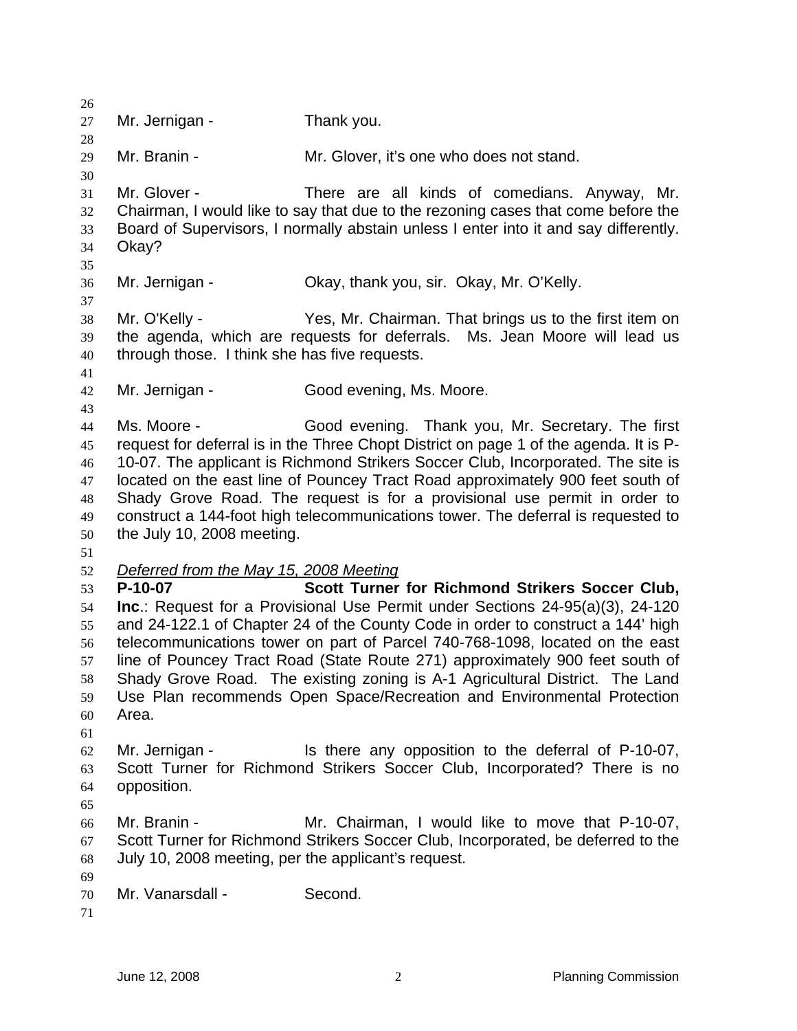Mr. Jernigan - Thank you.

Mr. Branin - Mr. Glover, it's one who does not stand.

Mr. Glover - There are all kinds of comedians. Anyway, Mr. Chairman, I would like to say that due to the rezoning cases that come before the Board of Supervisors, I normally abstain unless I enter into it and say differently. Okay?

Mr. Jernigan - Okay, thank you, sir. Okay, Mr. O'Kelly.

Mr. O'Kelly - Yes, Mr. Chairman. That brings us to the first item on the agenda, which are requests for deferrals. Ms. Jean Moore will lead us through those. I think she has five requests.

Mr. Jernigan - Good evening, Ms. Moore.

Ms. Moore - Good evening. Thank you, Mr. Secretary. The first request for deferral is in the Three Chopt District on page 1 of the agenda. It is P-10-07. The applicant is Richmond Strikers Soccer Club, Incorporated. The site is located on the east line of Pouncey Tract Road approximately 900 feet south of Shady Grove Road. The request is for a provisional use permit in order to construct a 144-foot high telecommunications tower. The deferral is requested to the July 10, 2008 meeting.

*Deferred from the May 15, 2008 Meeting*

**P-10-07 Scott Turner for Richmond Strikers Soccer Club, Inc**.: Request for a Provisional Use Permit under Sections 24-95(a)(3), 24-120 and 24-122.1 of Chapter 24 of the County Code in order to construct a 144' high telecommunications tower on part of Parcel 740-768-1098, located on the east line of Pouncey Tract Road (State Route 271) approximately 900 feet south of Shady Grove Road. The existing zoning is A-1 Agricultural District. The Land Use Plan recommends Open Space/Recreation and Environmental Protection Area.

Mr. Jernigan - Is there any opposition to the deferral of P-10-07, Scott Turner for Richmond Strikers Soccer Club, Incorporated? There is no opposition.

Mr. Branin - Mr. Chairman, I would like to move that P-10-07, Scott Turner for Richmond Strikers Soccer Club, Incorporated, be deferred to the July 10, 2008 meeting, per the applicant's request.

Mr. Vanarsdall - Second.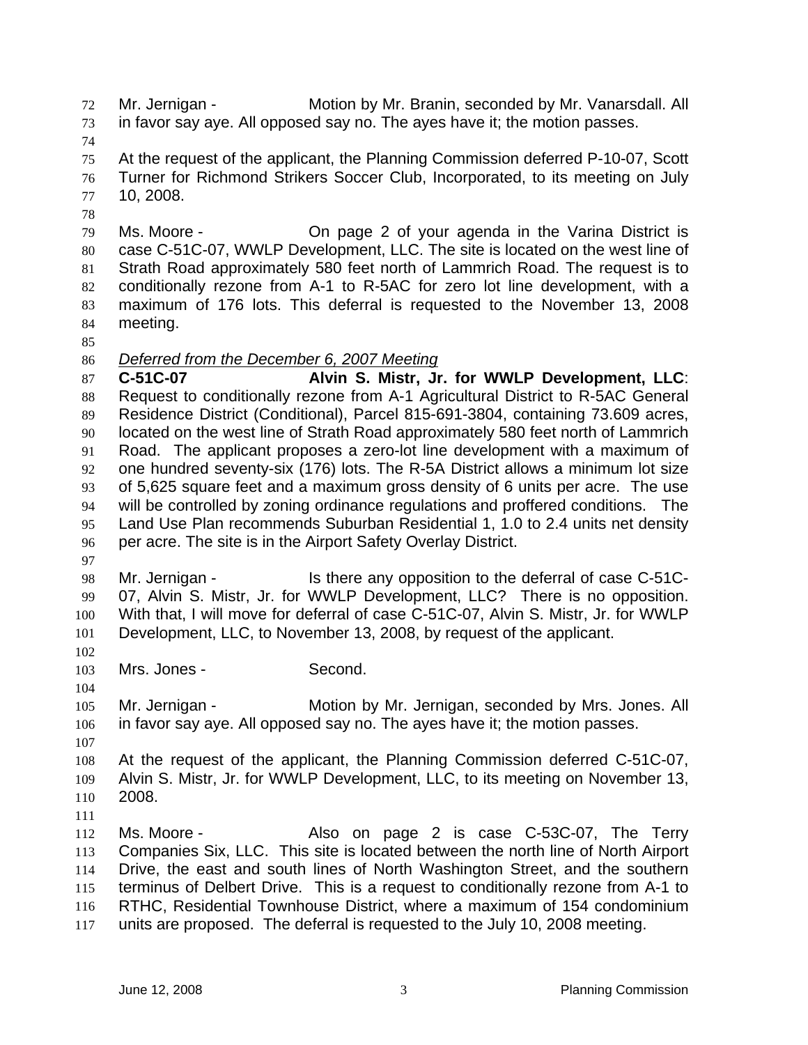Mr. Jernigan - Motion by Mr. Branin, seconded by Mr. Vanarsdall. All in favor say aye. All opposed say no. The ayes have it; the motion passes.

At the request of the applicant, the Planning Commission deferred P-10-07, Scott Turner for Richmond Strikers Soccer Club, Incorporated, to its meeting on July 10, 2008.

Ms. Moore - On page 2 of your agenda in the Varina District is case C-51C-07, WWLP Development, LLC. The site is located on the west line of Strath Road approximately 580 feet north of Lammrich Road. The request is to conditionally rezone from A-1 to R-5AC for zero lot line development, with a maximum of 176 lots. This deferral is requested to the November 13, 2008 meeting.

*Deferred from the December 6, 2007 Meeting*

**C-51C-07 Alvin S. Mistr, Jr. for WWLP Development, LLC**: Request to conditionally rezone from A-1 Agricultural District to R-5AC General Residence District (Conditional), Parcel 815-691-3804, containing 73.609 acres, located on the west line of Strath Road approximately 580 feet north of Lammrich Road. The applicant proposes a zero-lot line development with a maximum of one hundred seventy-six (176) lots. The R-5A District allows a minimum lot size of 5,625 square feet and a maximum gross density of 6 units per acre. The use will be controlled by zoning ordinance regulations and proffered conditions. The Land Use Plan recommends Suburban Residential 1, 1.0 to 2.4 units net density per acre. The site is in the Airport Safety Overlay District.

Mr. Jernigan - Is there any opposition to the deferral of case C-51C-07, Alvin S. Mistr, Jr. for WWLP Development, LLC? There is no opposition. With that, I will move for deferral of case C-51C-07, Alvin S. Mistr, Jr. for WWLP Development, LLC, to November 13, 2008, by request of the applicant.

Mrs. Jones - Second.

Mr. Jernigan - Motion by Mr. Jernigan, seconded by Mrs. Jones. All in favor say aye. All opposed say no. The ayes have it; the motion passes.

At the request of the applicant, the Planning Commission deferred C-51C-07, Alvin S. Mistr, Jr. for WWLP Development, LLC, to its meeting on November 13, 2008.

Ms. Moore - Also on page 2 is case C-53C-07, The Terry Companies Six, LLC. This site is located between the north line of North Airport Drive, the east and south lines of North Washington Street, and the southern terminus of Delbert Drive. This is a request to conditionally rezone from A-1 to RTHC, Residential Townhouse District, where a maximum of 154 condominium units are proposed. The deferral is requested to the July 10, 2008 meeting.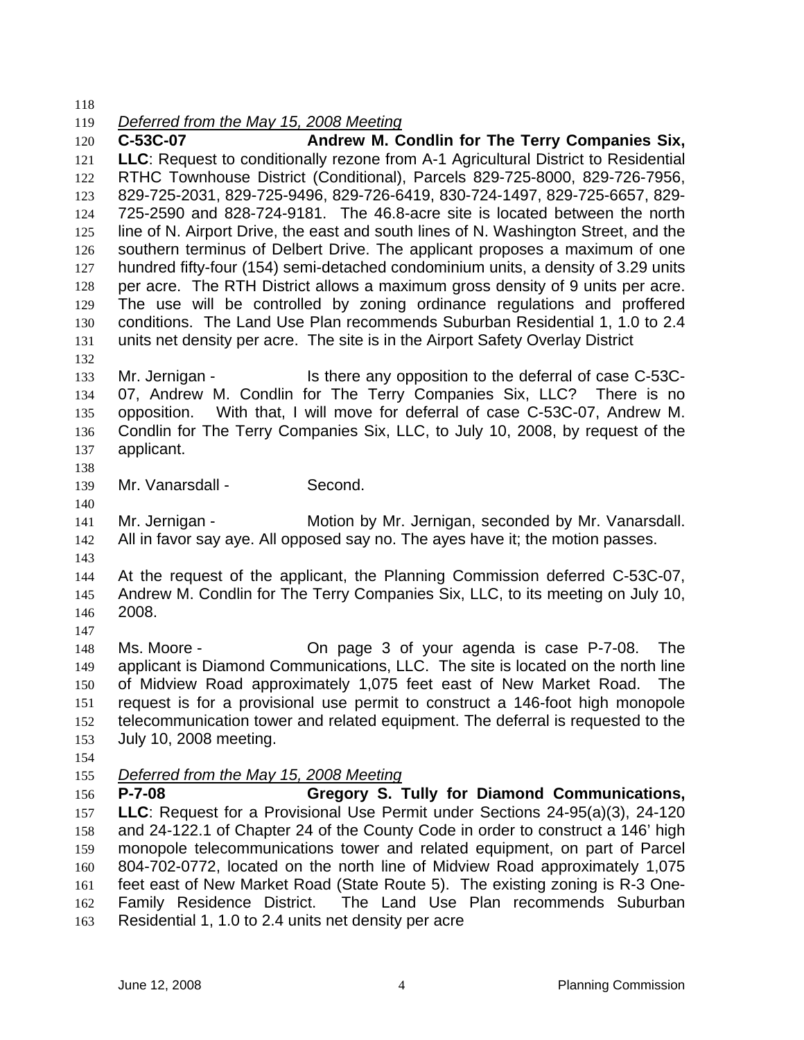*Deferred from the May 15, 2008 Meeting*

**C-53C-07 Andrew M. Condlin for The Terry Companies Six, LLC**: Request to conditionally rezone from A-1 Agricultural District to Residential RTHC Townhouse District (Conditional), Parcels 829-725-8000, 829-726-7956, 829-725-2031, 829-725-9496, 829-726-6419, 830-724-1497, 829-725-6657, 829-725-2590 and 828-724-9181. The 46.8-acre site is located between the north line of N. Airport Drive, the east and south lines of N. Washington Street, and the southern terminus of Delbert Drive. The applicant proposes a maximum of one hundred fifty-four (154) semi-detached condominium units, a density of 3.29 units per acre. The RTH District allows a maximum gross density of 9 units per acre. The use will be controlled by zoning ordinance regulations and proffered conditions. The Land Use Plan recommends Suburban Residential 1, 1.0 to 2.4 units net density per acre. The site is in the Airport Safety Overlay District

Mr. Jernigan - Is there any opposition to the deferral of case C-53C-07, Andrew M. Condlin for The Terry Companies Six, LLC? There is no opposition. With that, I will move for deferral of case C-53C-07, Andrew M. Condlin for The Terry Companies Six, LLC, to July 10, 2008, by request of the applicant.

Mr. Vanarsdall - Second.

Mr. Jernigan - Motion by Mr. Jernigan, seconded by Mr. Vanarsdall. All in favor say aye. All opposed say no. The ayes have it; the motion passes.

At the request of the applicant, the Planning Commission deferred C-53C-07, Andrew M. Condlin for The Terry Companies Six, LLC, to its meeting on July 10, 2008.

Ms. Moore - On page 3 of your agenda is case P-7-08. The applicant is Diamond Communications, LLC. The site is located on the north line of Midview Road approximately 1,075 feet east of New Market Road. The request is for a provisional use permit to construct a 146-foot high monopole telecommunication tower and related equipment. The deferral is requested to the July 10, 2008 meeting.

*Deferred from the May 15, 2008 Meeting*

**P-7-08 Gregory S. Tully for Diamond Communications, LLC**: Request for a Provisional Use Permit under Sections 24-95(a)(3), 24-120 and 24-122.1 of Chapter 24 of the County Code in order to construct a 146' high monopole telecommunications tower and related equipment, on part of Parcel 804-702-0772, located on the north line of Midview Road approximately 1,075 feet east of New Market Road (State Route 5). The existing zoning is R-3 One-Family Residence District. The Land Use Plan recommends Suburban Residential 1, 1.0 to 2.4 units net density per acre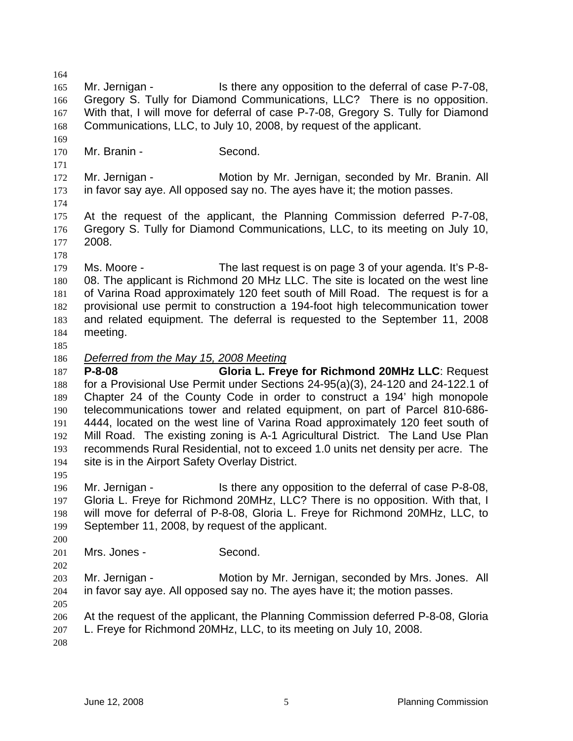Mr. Jernigan - Is there any opposition to the deferral of case P-7-08, Gregory S. Tully for Diamond Communications, LLC? There is no opposition. With that, I will move for deferral of case P-7-08, Gregory S. Tully for Diamond Communications, LLC, to July 10, 2008, by request of the applicant.

Mr. Branin - Second.

Mr. Jernigan - Motion by Mr. Jernigan, seconded by Mr. Branin. All in favor say aye. All opposed say no. The ayes have it; the motion passes.

At the request of the applicant, the Planning Commission deferred P-7-08, Gregory S. Tully for Diamond Communications, LLC, to its meeting on July 10, 2008.

Ms. Moore - The last request is on page 3 of your agenda. It's P-8-08. The applicant is Richmond 20 MHz LLC. The site is located on the west line of Varina Road approximately 120 feet south of Mill Road. The request is for a provisional use permit to construction a 194-foot high telecommunication tower and related equipment. The deferral is requested to the September 11, 2008 meeting.

*Deferred from the May 15, 2008 Meeting*

**P-8-08 Gloria L. Freye for Richmond 20MHz LLC**: Request for a Provisional Use Permit under Sections 24-95(a)(3), 24-120 and 24-122.1 of Chapter 24 of the County Code in order to construct a 194' high monopole telecommunications tower and related equipment, on part of Parcel 810-686-4444, located on the west line of Varina Road approximately 120 feet south of Mill Road. The existing zoning is A-1 Agricultural District. The Land Use Plan recommends Rural Residential, not to exceed 1.0 units net density per acre. The site is in the Airport Safety Overlay District.

Mr. Jernigan - Is there any opposition to the deferral of case P-8-08, Gloria L. Freye for Richmond 20MHz, LLC? There is no opposition. With that, I will move for deferral of P-8-08, Gloria L. Freye for Richmond 20MHz, LLC, to September 11, 2008, by request of the applicant.

Mrs. Jones - Second.

Mr. Jernigan - Motion by Mr. Jernigan, seconded by Mrs. Jones. All in favor say aye. All opposed say no. The ayes have it; the motion passes.

At the request of the applicant, the Planning Commission deferred P-8-08, Gloria L. Freye for Richmond 20MHz, LLC, to its meeting on July 10, 2008.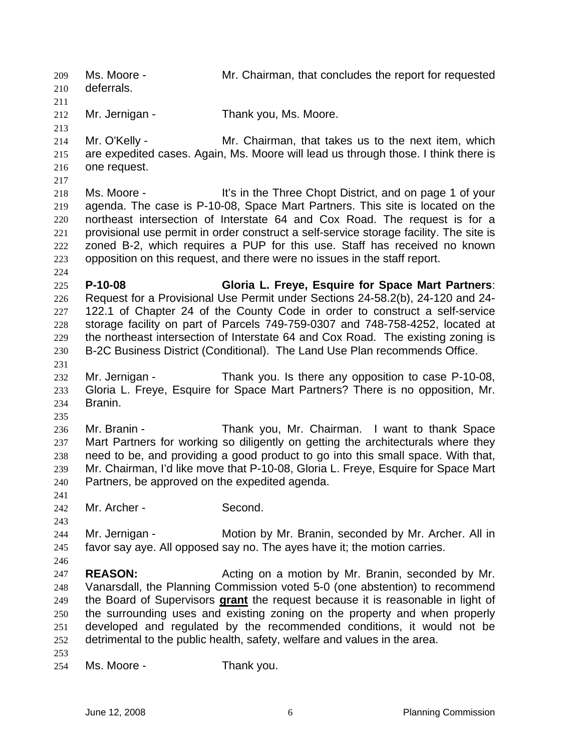Ms. Moore - Mr. Chairman, that concludes the report for requested deferrals.

Mr. Jernigan - Thank you, Ms. Moore.

Mr. O'Kelly - Mr. Chairman, that takes us to the next item, which are expedited cases. Again, Ms. Moore will lead us through those. I think there is one request.

Ms. Moore - It's in the Three Chopt District, and on page 1 of your agenda. The case is P-10-08, Space Mart Partners. This site is located on the northeast intersection of Interstate 64 and Cox Road. The request is for a provisional use permit in order construct a self-service storage facility. The site is zoned B-2, which requires a PUP for this use. Staff has received no known opposition on this request, and there were no issues in the staff report.

**P-10-08 Gloria L. Freye, Esquire for Space Mart Partners**: Request for a Provisional Use Permit under Sections 24-58.2(b), 24-120 and 24-122.1 of Chapter 24 of the County Code in order to construct a self-service storage facility on part of Parcels 749-759-0307 and 748-758-4252, located at the northeast intersection of Interstate 64 and Cox Road. The existing zoning is B-2C Business District (Conditional). The Land Use Plan recommends Office.

Mr. Jernigan - Thank you. Is there any opposition to case P-10-08, Gloria L. Freye, Esquire for Space Mart Partners? There is no opposition, Mr. Branin.

Mr. Branin - Thank you, Mr. Chairman. I want to thank Space Mart Partners for working so diligently on getting the architecturals where they need to be, and providing a good product to go into this small space. With that, Mr. Chairman, I'd like move that P-10-08, Gloria L. Freye, Esquire for Space Mart Partners, be approved on the expedited agenda.

Mr. Archer - Second.

Mr. Jernigan - Motion by Mr. Branin, seconded by Mr. Archer. All in favor say aye. All opposed say no. The ayes have it; the motion carries.

**REASON:** Acting on a motion by Mr. Branin, seconded by Mr. Vanarsdall, the Planning Commission voted 5-0 (one abstention) to recommend the Board of Supervisors **grant** the request because it is reasonable in light of the surrounding uses and existing zoning on the property and when properly developed and regulated by the recommended conditions, it would not be detrimental to the public health, safety, welfare and values in the area.

Ms. Moore - Thank you.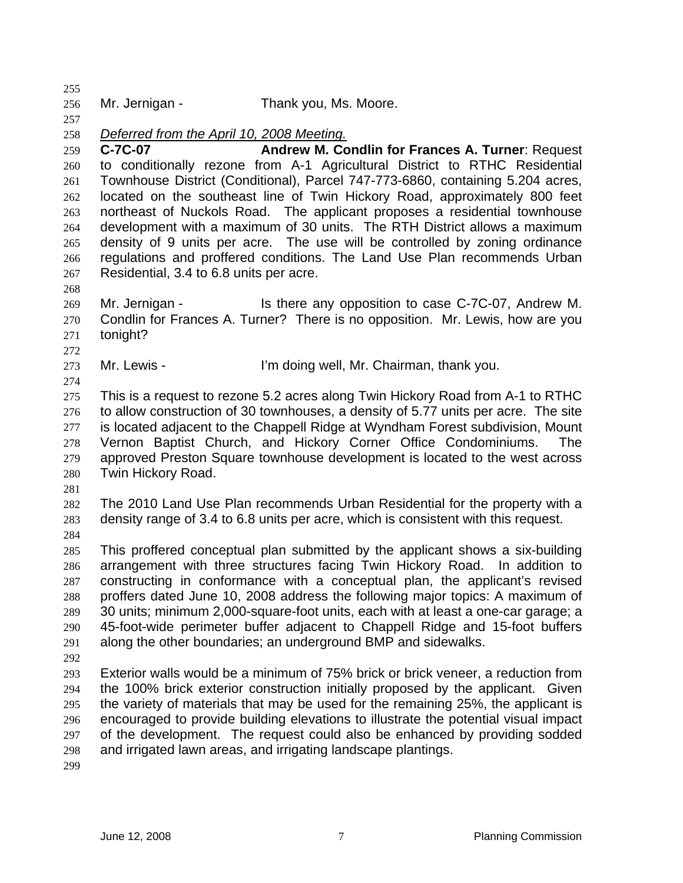Mr. Jernigan - Thank you, Ms. Moore.

*Deferred from the April 10, 2008 Meeting.*

**C-7C-07 Andrew M. Condlin for Frances A. Turner**: Request to conditionally rezone from A-1 Agricultural District to RTHC Residential Townhouse District (Conditional), Parcel 747-773-6860, containing 5.204 acres, located on the southeast line of Twin Hickory Road, approximately 800 feet northeast of Nuckols Road. The applicant proposes a residential townhouse development with a maximum of 30 units. The RTH District allows a maximum density of 9 units per acre. The use will be controlled by zoning ordinance regulations and proffered conditions. The Land Use Plan recommends Urban Residential, 3.4 to 6.8 units per acre.

Mr. Jernigan - Is there any opposition to case C-7C-07, Andrew M. Condlin for Frances A. Turner? There is no opposition. Mr. Lewis, how are you tonight?

Mr. Lewis - I'm doing well, Mr. Chairman, thank you.

This is a request to rezone 5.2 acres along Twin Hickory Road from A-1 to RTHC to allow construction of 30 townhouses, a density of 5.77 units per acre. The site is located adjacent to the Chappell Ridge at Wyndham Forest subdivision, Mount Vernon Baptist Church, and Hickory Corner Office Condominiums. The approved Preston Square townhouse development is located to the west across Twin Hickory Road.

The 2010 Land Use Plan recommends Urban Residential for the property with a density range of 3.4 to 6.8 units per acre, which is consistent with this request.

This proffered conceptual plan submitted by the applicant shows a six-building arrangement with three structures facing Twin Hickory Road. In addition to constructing in conformance with a conceptual plan, the applicant's revised proffers dated June 10, 2008 address the following major topics: A maximum of 30 units; minimum 2,000-square-foot units, each with at least a one-car garage; a 45-foot-wide perimeter buffer adjacent to Chappell Ridge and 15-foot buffers along the other boundaries; an underground BMP and sidewalks.

Exterior walls would be a minimum of 75% brick or brick veneer, a reduction from the 100% brick exterior construction initially proposed by the applicant. Given the variety of materials that may be used for the remaining 25%, the applicant is encouraged to provide building elevations to illustrate the potential visual impact of the development. The request could also be enhanced by providing sodded and irrigated lawn areas, and irrigating landscape plantings.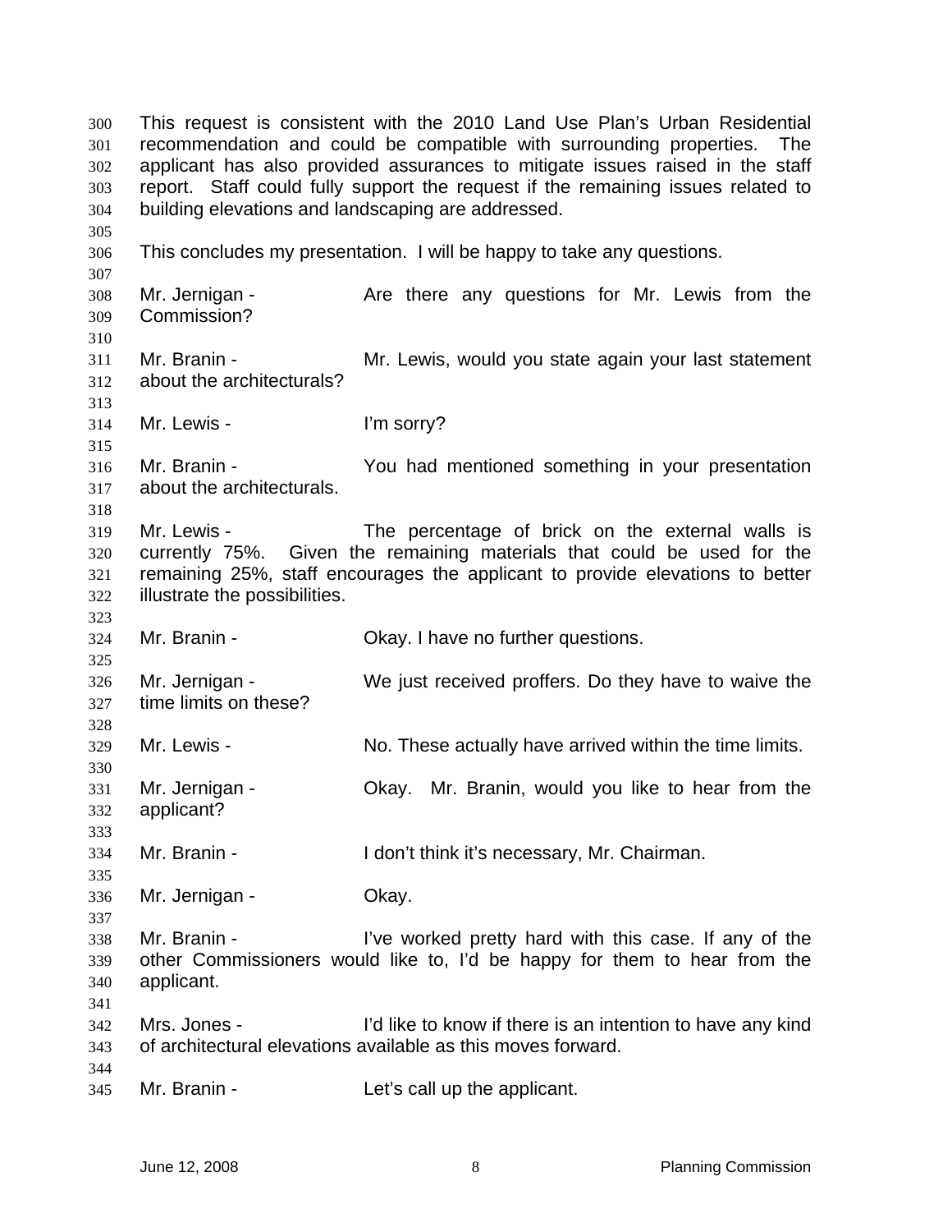This request is consistent with the 2010 Land Use Plan's Urban Residential recommendation and could be compatible with surrounding properties. The applicant has also provided assurances to mitigate issues raised in the staff report. Staff could fully support the request if the remaining issues related to building elevations and landscaping are addressed.

This concludes my presentation. I will be happy to take any questions.

Mr. Jernigan - Are there any questions for Mr. Lewis from the Commission?

Mr. Branin - Mr. Lewis, would you state again your last statement about the architecturals?

Mr. Lewis - I'm sorry?

Mr. Branin - You had mentioned something in your presentation about the architecturals.

Mr. Lewis - The percentage of brick on the external walls is currently 75%. Given the remaining materials that could be used for the remaining 25%, staff encourages the applicant to provide elevations to better illustrate the possibilities.

Mr. Branin - Okay. I have no further questions.

Mr. Jernigan - We just received proffers. Do they have to waive the time limits on these?

Mr. Lewis - No. These actually have arrived within the time limits.

Mr. Jernigan - Okay. Mr. Branin, would you like to hear from the applicant?

Mr. Branin - I don't think it's necessary, Mr. Chairman.

Mr. Jernigan - Okay.

Mr. Branin - I've worked pretty hard with this case. If any of the other Commissioners would like to, I'd be happy for them to hear from the applicant.

Mrs. Jones - I'd like to know if there is an intention to have any kind of architectural elevations available as this moves forward.

Mr. Branin - Let's call up the applicant.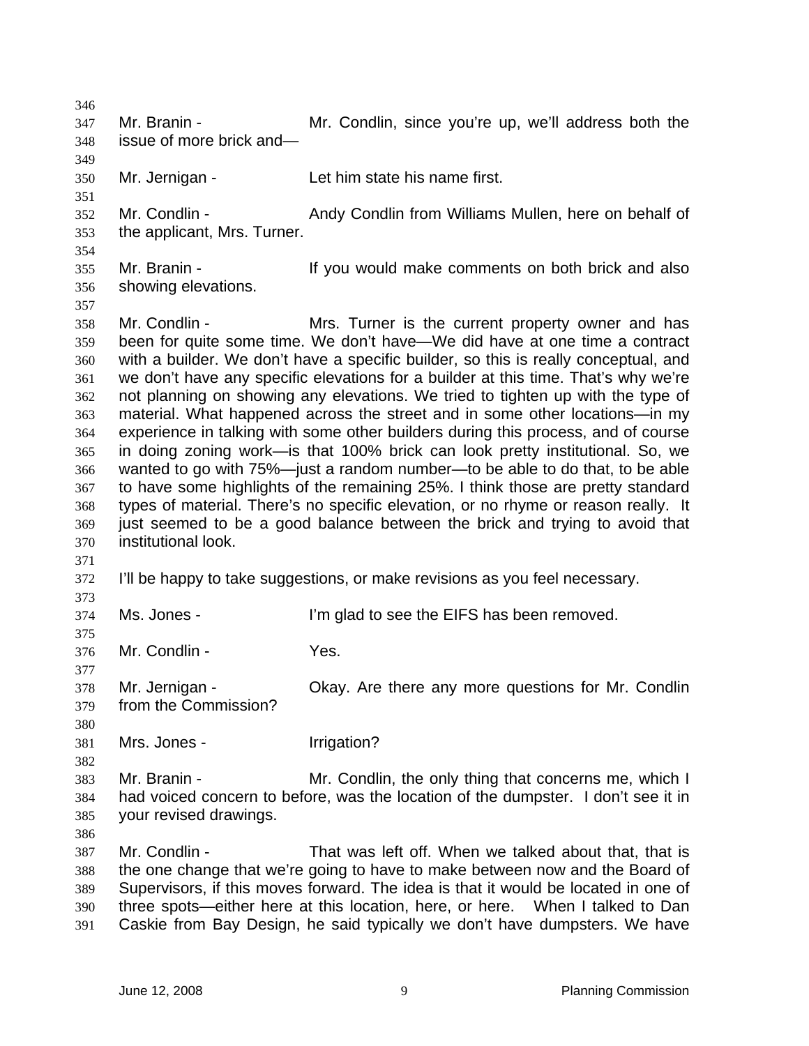Mr. Branin - Mr. Condlin, since you're up, we'll address both the issue of more brick and—

Mr. Jernigan - Let him state his name first.

Mr. Condlin - Andy Condlin from Williams Mullen, here on behalf of the applicant, Mrs. Turner.

Mr. Branin - If you would make comments on both brick and also showing elevations.

Mr. Condlin - Mrs. Turner is the current property owner and has been for quite some time. We don't have—We did have at one time a contract with a builder. We don't have a specific builder, so this is really conceptual, and we don't have any specific elevations for a builder at this time. That's why we're not planning on showing any elevations. We tried to tighten up with the type of material. What happened across the street and in some other locations—in my experience in talking with some other builders during this process, and of course in doing zoning work—is that 100% brick can look pretty institutional. So, we wanted to go with 75%—just a random number—to be able to do that, to be able to have some highlights of the remaining 25%. I think those are pretty standard types of material. There's no specific elevation, or no rhyme or reason really. It just seemed to be a good balance between the brick and trying to avoid that institutional look.

I'll be happy to take suggestions, or make revisions as you feel necessary.

Ms. Jones - I'm glad to see the EIFS has been removed.

Mr. Condlin - Yes.

Mr. Jernigan - Okay. Are there any more questions for Mr. Condlin from the Commission?

Mrs. Jones - Irrigation?

Mr. Branin - Mr. Condlin, the only thing that concerns me, which I had voiced concern to before, was the location of the dumpster. I don't see it in your revised drawings.

Mr. Condlin - That was left off. When we talked about that, that is the one change that we're going to have to make between now and the Board of Supervisors, if this moves forward. The idea is that it would be located in one of three spots—either here at this location, here, or here. When I talked to Dan Caskie from Bay Design, he said typically we don't have dumpsters. We have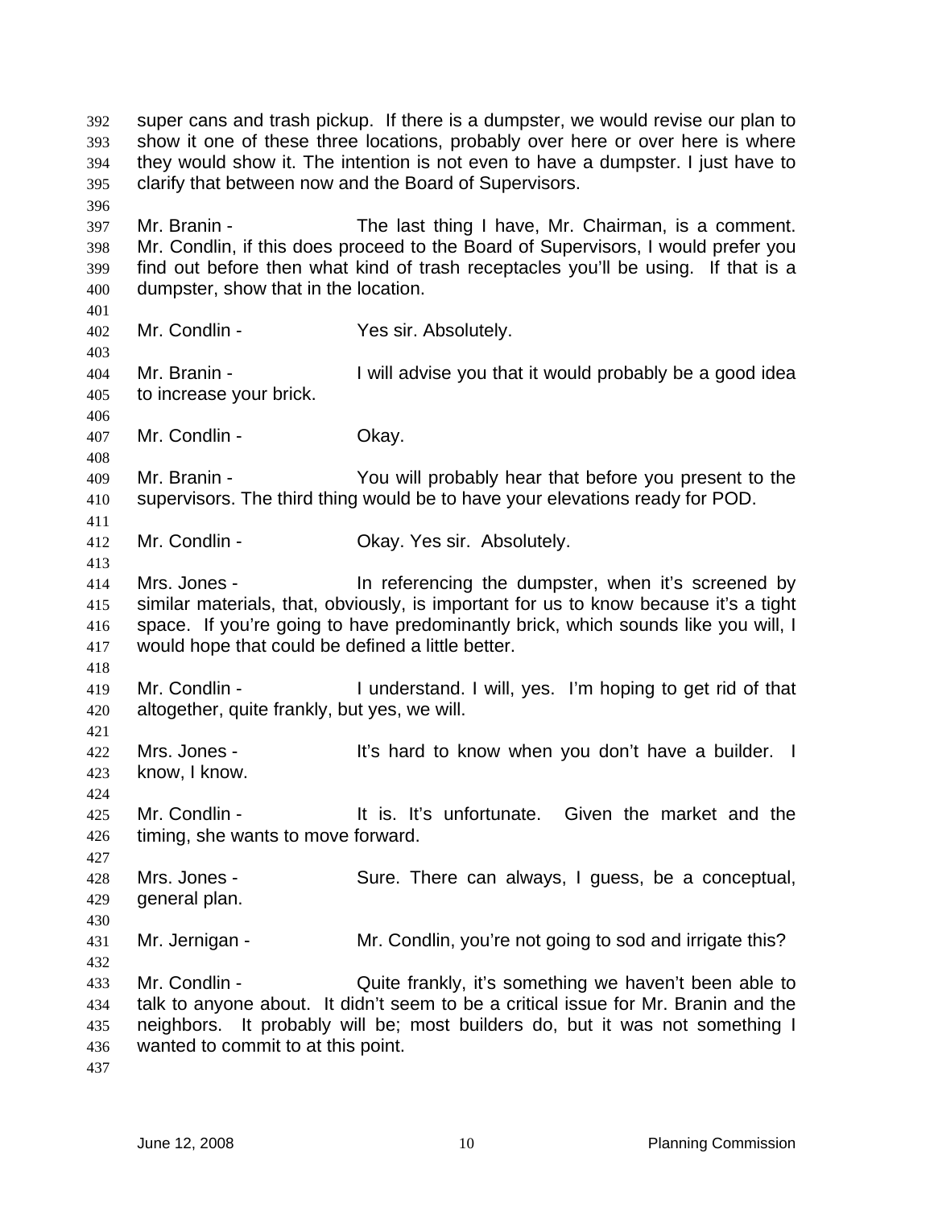super cans and trash pickup. If there is a dumpster, we would revise our plan to show it one of these three locations, probably over here or over here is where they would show it. The intention is not even to have a dumpster. I just have to clarify that between now and the Board of Supervisors.

Mr. Branin - The last thing I have, Mr. Chairman, is a comment. Mr. Condlin, if this does proceed to the Board of Supervisors, I would prefer you find out before then what kind of trash receptacles you'll be using. If that is a dumpster, show that in the location.

Mr. Condlin - Yes sir. Absolutely.

Mr. Branin - I will advise you that it would probably be a good idea to increase your brick.

Mr. Condlin - Okay.

Mr. Branin - You will probably hear that before you present to the supervisors. The third thing would be to have your elevations ready for POD.

Mr. Condlin - Okay. Yes sir. Absolutely.

Mrs. Jones - In referencing the dumpster, when it's screened by similar materials, that, obviously, is important for us to know because it's a tight space. If you're going to have predominantly brick, which sounds like you will, I would hope that could be defined a little better.

Mr. Condlin - I understand. I will, yes. I'm hoping to get rid of that altogether, quite frankly, but yes, we will.

Mrs. Jones - It's hard to know when you don't have a builder. I know, I know.

Mr. Condlin - It is. It's unfortunate. Given the market and the timing, she wants to move forward.

Mrs. Jones - Sure. There can always, I guess, be a conceptual, general plan.

Mr. Jernigan - Mr. Condlin, you're not going to sod and irrigate this?

Mr. Condlin - Quite frankly, it's something we haven't been able to talk to anyone about. It didn't seem to be a critical issue for Mr. Branin and the neighbors. It probably will be; most builders do, but it was not something I wanted to commit to at this point.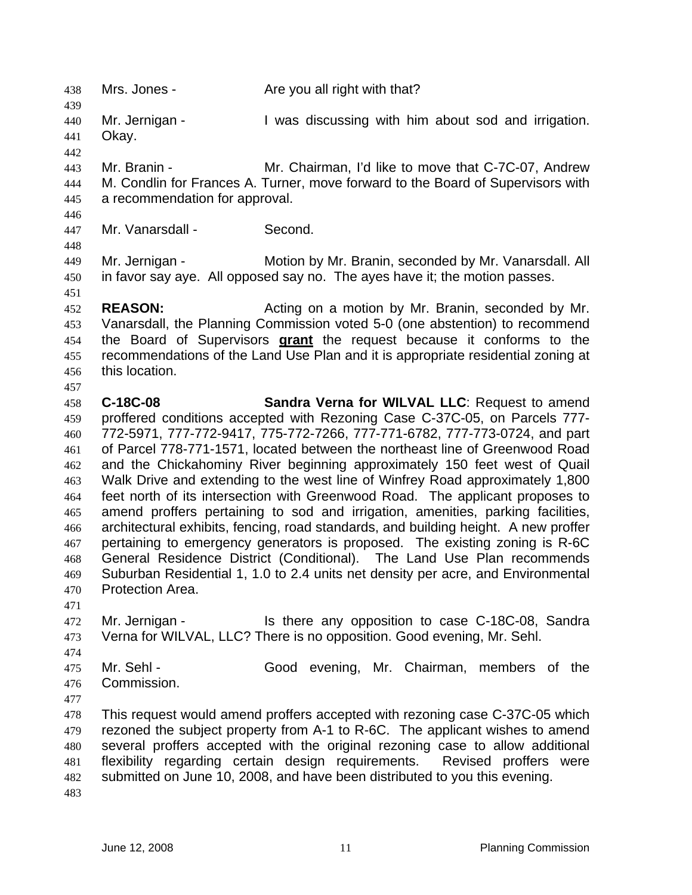Mrs. Jones - Are you all right with that?

Mr. Jernigan - I was discussing with him about sod and irrigation. Okay.

Mr. Branin - Mr. Chairman, I'd like to move that C-7C-07, Andrew M. Condlin for Frances A. Turner, move forward to the Board of Supervisors with a recommendation for approval.

Mr. Vanarsdall - Second.

Mr. Jernigan - Motion by Mr. Branin, seconded by Mr. Vanarsdall. All in favor say aye. All opposed say no. The ayes have it; the motion passes.

**REASON:** Acting on a motion by Mr. Branin, seconded by Mr. Vanarsdall, the Planning Commission voted 5-0 (one abstention) to recommend the Board of Supervisors **grant** the request because it conforms to the recommendations of the Land Use Plan and it is appropriate residential zoning at this location.

**C-18C-08** **Sandra Verna for WILVAL LLC**: Request to amend proffered conditions accepted with Rezoning Case C-37C-05, on Parcels 777-772-5971, 777-772-9417, 775-772-7266, 777-771-6782, 777-773-0724, and part of Parcel 778-771-1571, located between the northeast line of Greenwood Road and the Chickahominy River beginning approximately 150 feet west of Quail Walk Drive and extending to the west line of Winfrey Road approximately 1,800 feet north of its intersection with Greenwood Road. The applicant proposes to amend proffers pertaining to sod and irrigation, amenities, parking facilities, architectural exhibits, fencing, road standards, and building height. A new proffer pertaining to emergency generators is proposed. The existing zoning is R-6C General Residence District (Conditional). The Land Use Plan recommends Suburban Residential 1, 1.0 to 2.4 units net density per acre, and Environmental Protection Area.

Mr. Jernigan - Is there any opposition to case C-18C-08, Sandra Verna for WILVAL, LLC? There is no opposition. Good evening, Mr. Sehl.

Mr. Sehl - Good evening, Mr. Chairman, members of the Commission.

This request would amend proffers accepted with rezoning case C-37C-05 which rezoned the subject property from A-1 to R-6C. The applicant wishes to amend several proffers accepted with the original rezoning case to allow additional flexibility regarding certain design requirements. Revised proffers were submitted on June 10, 2008, and have been distributed to you this evening.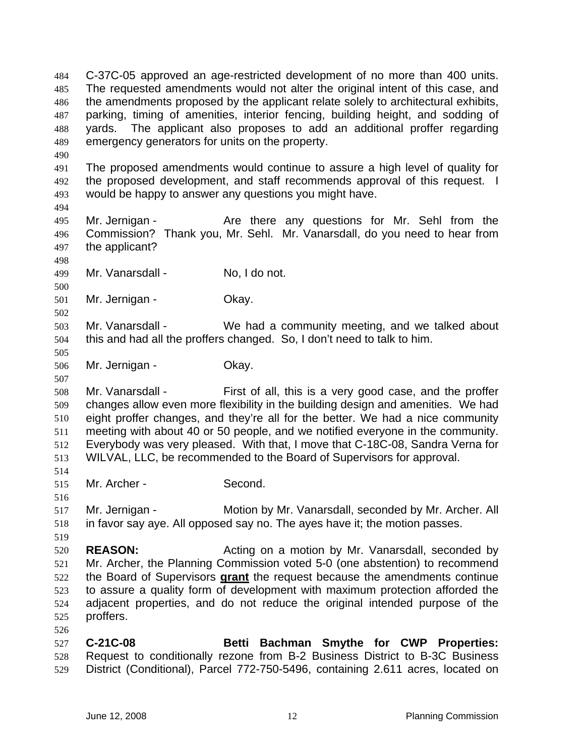C-37C-05 approved an age-restricted development of no more than 400 units. The requested amendments would not alter the original intent of this case, and the amendments proposed by the applicant relate solely to architectural exhibits, parking, timing of amenities, interior fencing, building height, and sodding of yards. The applicant also proposes to add an additional proffer regarding emergency generators for units on the property.

The proposed amendments would continue to assure a high level of quality for the proposed development, and staff recommends approval of this request. I would be happy to answer any questions you might have.

Mr. Jernigan - Are there any questions for Mr. Sehl from the Commission? Thank you, Mr. Sehl. Mr. Vanarsdall, do you need to hear from the applicant?

Mr. Vanarsdall - No, I do not.

Mr. Jernigan - Okay.

Mr. Vanarsdall - We had a community meeting, and we talked about this and had all the proffers changed. So, I don't need to talk to him.

Mr. Jernigan - Okay.

Mr. Vanarsdall - First of all, this is a very good case, and the proffer changes allow even more flexibility in the building design and amenities. We had eight proffer changes, and they're all for the better. We had a nice community meeting with about 40 or 50 people, and we notified everyone in the community. Everybody was very pleased. With that, I move that C-18C-08, Sandra Verna for WILVAL, LLC, be recommended to the Board of Supervisors for approval.

Mr. Archer - Second.

Mr. Jernigan - Motion by Mr. Vanarsdall, seconded by Mr. Archer. All in favor say aye. All opposed say no. The ayes have it; the motion passes.

**REASON:** Acting on a motion by Mr. Vanarsdall, seconded by Mr. Archer, the Planning Commission voted 5-0 (one abstention) to recommend the Board of Supervisors **grant** the request because the amendments continue to assure a quality form of development with maximum protection afforded the adjacent properties, and do not reduce the original intended purpose of the proffers.

**C-21C-08 Betti Bachman Smythe for CWP Properties:** Request to conditionally rezone from B-2 Business District to B-3C Business District (Conditional), Parcel 772-750-5496, containing 2.611 acres, located on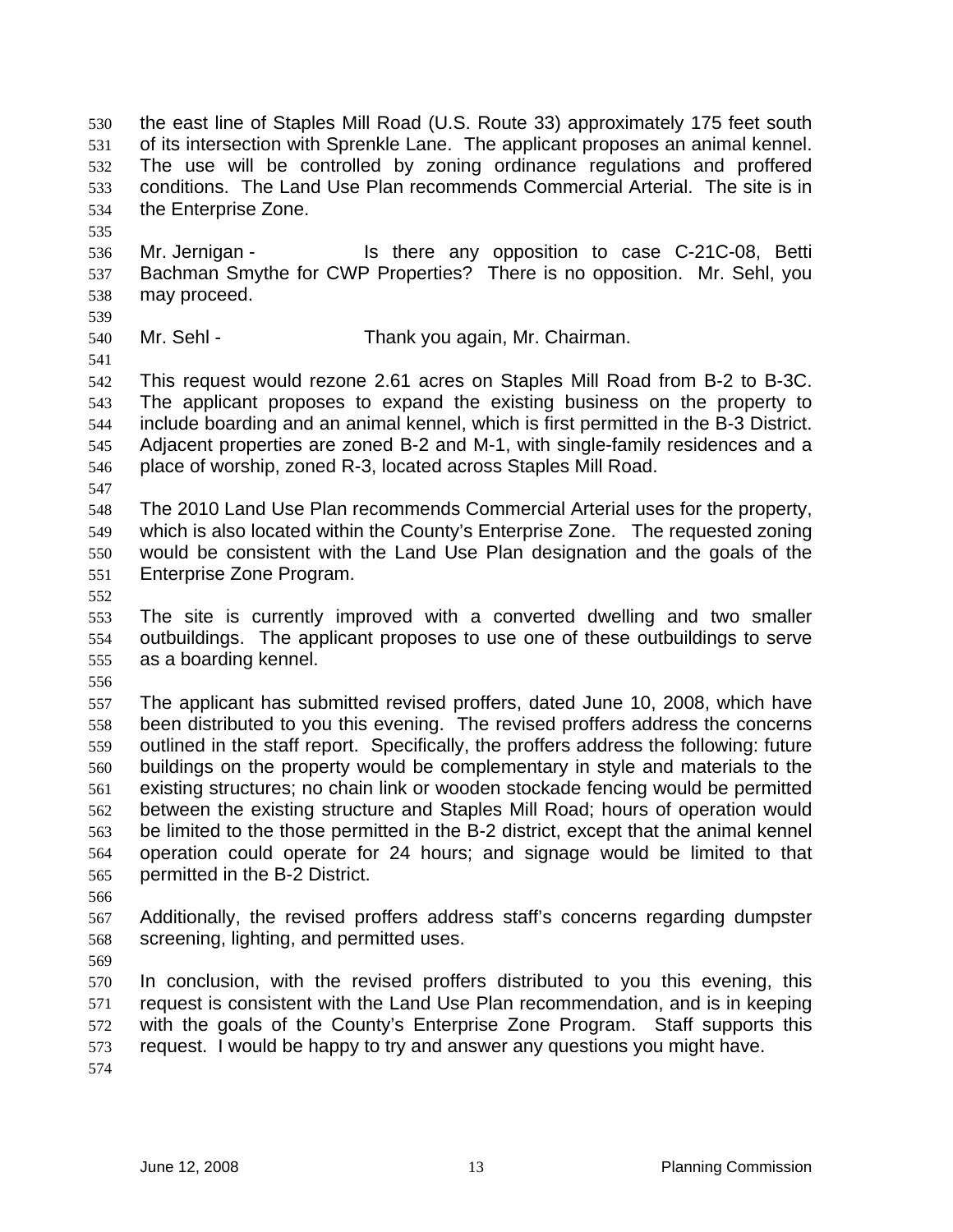the east line of Staples Mill Road (U.S. Route 33) approximately 175 feet south of its intersection with Sprenkle Lane. The applicant proposes an animal kennel. The use will be controlled by zoning ordinance regulations and proffered conditions. The Land Use Plan recommends Commercial Arterial. The site is in the Enterprise Zone.

Mr. Jernigan - Is there any opposition to case C-21C-08, Betti Bachman Smythe for CWP Properties? There is no opposition. Mr. Sehl, you may proceed.

Mr. Sehl - Thank you again, Mr. Chairman.

This request would rezone 2.61 acres on Staples Mill Road from B-2 to B-3C. The applicant proposes to expand the existing business on the property to include boarding and an animal kennel, which is first permitted in the B-3 District. Adjacent properties are zoned B-2 and M-1, with single-family residences and a place of worship, zoned R-3, located across Staples Mill Road.

The 2010 Land Use Plan recommends Commercial Arterial uses for the property, which is also located within the County's Enterprise Zone. The requested zoning would be consistent with the Land Use Plan designation and the goals of the Enterprise Zone Program.

The site is currently improved with a converted dwelling and two smaller outbuildings. The applicant proposes to use one of these outbuildings to serve as a boarding kennel.

The applicant has submitted revised proffers, dated June 10, 2008, which have been distributed to you this evening. The revised proffers address the concerns outlined in the staff report. Specifically, the proffers address the following: future buildings on the property would be complementary in style and materials to the existing structures; no chain link or wooden stockade fencing would be permitted between the existing structure and Staples Mill Road; hours of operation would be limited to the those permitted in the B-2 district, except that the animal kennel operation could operate for 24 hours; and signage would be limited to that permitted in the B-2 District.

Additionally, the revised proffers address staff's concerns regarding dumpster screening, lighting, and permitted uses.

In conclusion, with the revised proffers distributed to you this evening, this request is consistent with the Land Use Plan recommendation, and is in keeping with the goals of the County's Enterprise Zone Program. Staff supports this request. I would be happy to try and answer any questions you might have.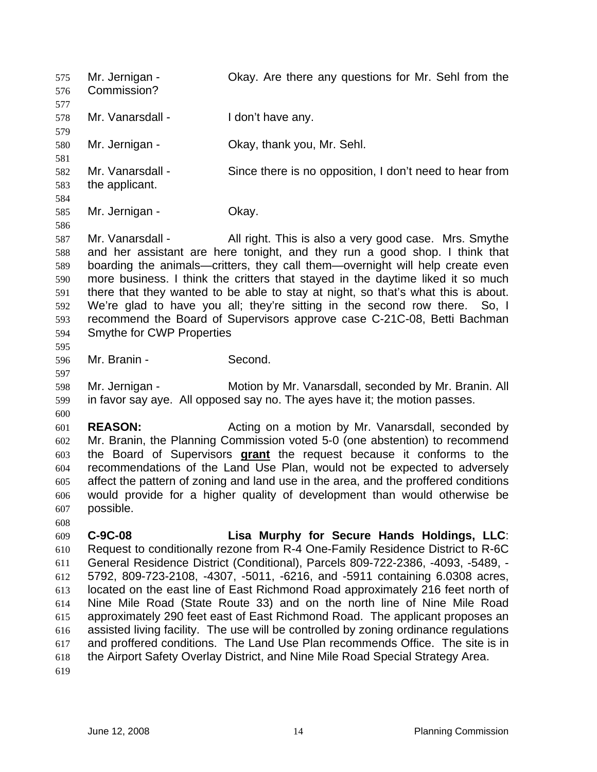Mr. Jernigan - Okay. Are there any questions for Mr. Sehl from the Commission?

Mr. Vanarsdall - I don't have any.

Mr. Jernigan - Okay, thank you, Mr. Sehl.

Mr. Vanarsdall - Since there is no opposition, I don't need to hear from the applicant.

Mr. Jernigan - Okay.

Mr. Vanarsdall - All right. This is also a very good case. Mrs. Smythe and her assistant are here tonight, and they run a good shop. I think that boarding the animals—critters, they call them—overnight will help create even more business. I think the critters that stayed in the daytime liked it so much there that they wanted to be able to stay at night, so that's what this is about. We're glad to have you all; they're sitting in the second row there. So, I recommend the Board of Supervisors approve case C-21C-08, Betti Bachman Smythe for CWP Properties

Mr. Branin - Second.

Mr. Jernigan - Motion by Mr. Vanarsdall, seconded by Mr. Branin. All in favor say aye. All opposed say no. The ayes have it; the motion passes.

**REASON:** Acting on a motion by Mr. Vanarsdall, seconded by Mr. Branin, the Planning Commission voted 5-0 (one abstention) to recommend the Board of Supervisors **grant** the request because it conforms to the recommendations of the Land Use Plan, would not be expected to adversely affect the pattern of zoning and land use in the area, and the proffered conditions would provide for a higher quality of development than would otherwise be possible.

**C-9C-08 Lisa Murphy for Secure Hands Holdings, LLC**: Request to conditionally rezone from R-4 One-Family Residence District to R-6C General Residence District (Conditional), Parcels 809-722-2386, -4093, -5489, -5792, 809-723-2108, -4307, -5011, -6216, and -5911 containing 6.0308 acres, located on the east line of East Richmond Road approximately 216 feet north of Nine Mile Road (State Route 33) and on the north line of Nine Mile Road approximately 290 feet east of East Richmond Road. The applicant proposes an assisted living facility. The use will be controlled by zoning ordinance regulations and proffered conditions. The Land Use Plan recommends Office. The site is in the Airport Safety Overlay District, and Nine Mile Road Special Strategy Area.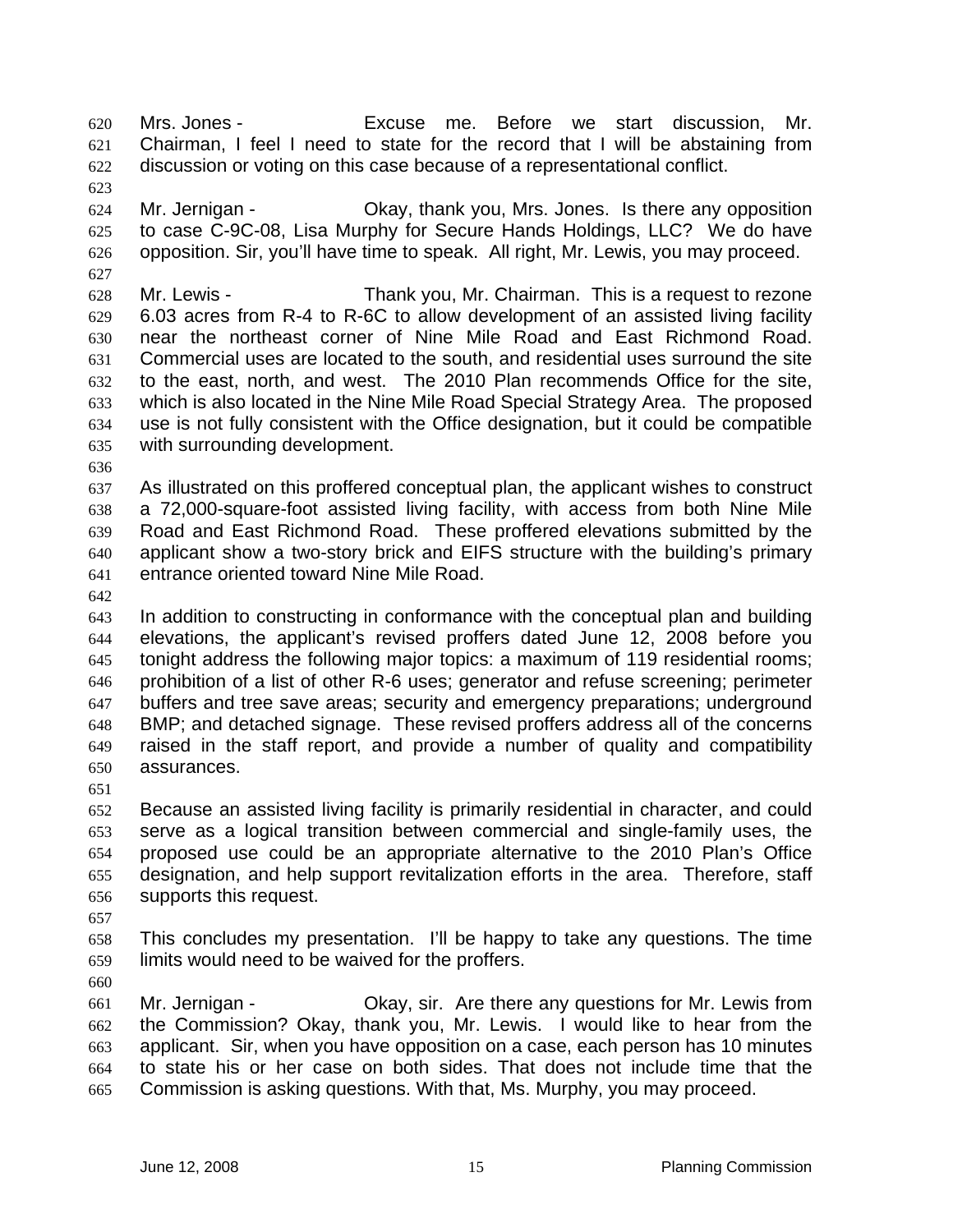Mrs. Jones - Excuse me. Before we start discussion, Mr. Chairman, I feel I need to state for the record that I will be abstaining from discussion or voting on this case because of a representational conflict.

Mr. Jernigan - Okay, thank you, Mrs. Jones. Is there any opposition to case C-9C-08, Lisa Murphy for Secure Hands Holdings, LLC? We do have opposition. Sir, you'll have time to speak. All right, Mr. Lewis, you may proceed.

Mr. Lewis - Thank you, Mr. Chairman. This is a request to rezone 6.03 acres from R-4 to R-6C to allow development of an assisted living facility near the northeast corner of Nine Mile Road and East Richmond Road. Commercial uses are located to the south, and residential uses surround the site to the east, north, and west. The 2010 Plan recommends Office for the site, which is also located in the Nine Mile Road Special Strategy Area. The proposed use is not fully consistent with the Office designation, but it could be compatible with surrounding development.

As illustrated on this proffered conceptual plan, the applicant wishes to construct a 72,000-square-foot assisted living facility, with access from both Nine Mile Road and East Richmond Road. These proffered elevations submitted by the applicant show a two-story brick and EIFS structure with the building's primary entrance oriented toward Nine Mile Road.

In addition to constructing in conformance with the conceptual plan and building elevations, the applicant's revised proffers dated June 12, 2008 before you tonight address the following major topics: a maximum of 119 residential rooms; prohibition of a list of other R-6 uses; generator and refuse screening; perimeter buffers and tree save areas; security and emergency preparations; underground BMP; and detached signage. These revised proffers address all of the concerns raised in the staff report, and provide a number of quality and compatibility assurances.

Because an assisted living facility is primarily residential in character, and could serve as a logical transition between commercial and single-family uses, the proposed use could be an appropriate alternative to the 2010 Plan's Office designation, and help support revitalization efforts in the area. Therefore, staff supports this request.

This concludes my presentation. I'll be happy to take any questions. The time limits would need to be waived for the proffers.

Mr. Jernigan - Okay, sir. Are there any questions for Mr. Lewis from the Commission? Okay, thank you, Mr. Lewis. I would like to hear from the applicant. Sir, when you have opposition on a case, each person has 10 minutes to state his or her case on both sides. That does not include time that the Commission is asking questions. With that, Ms. Murphy, you may proceed.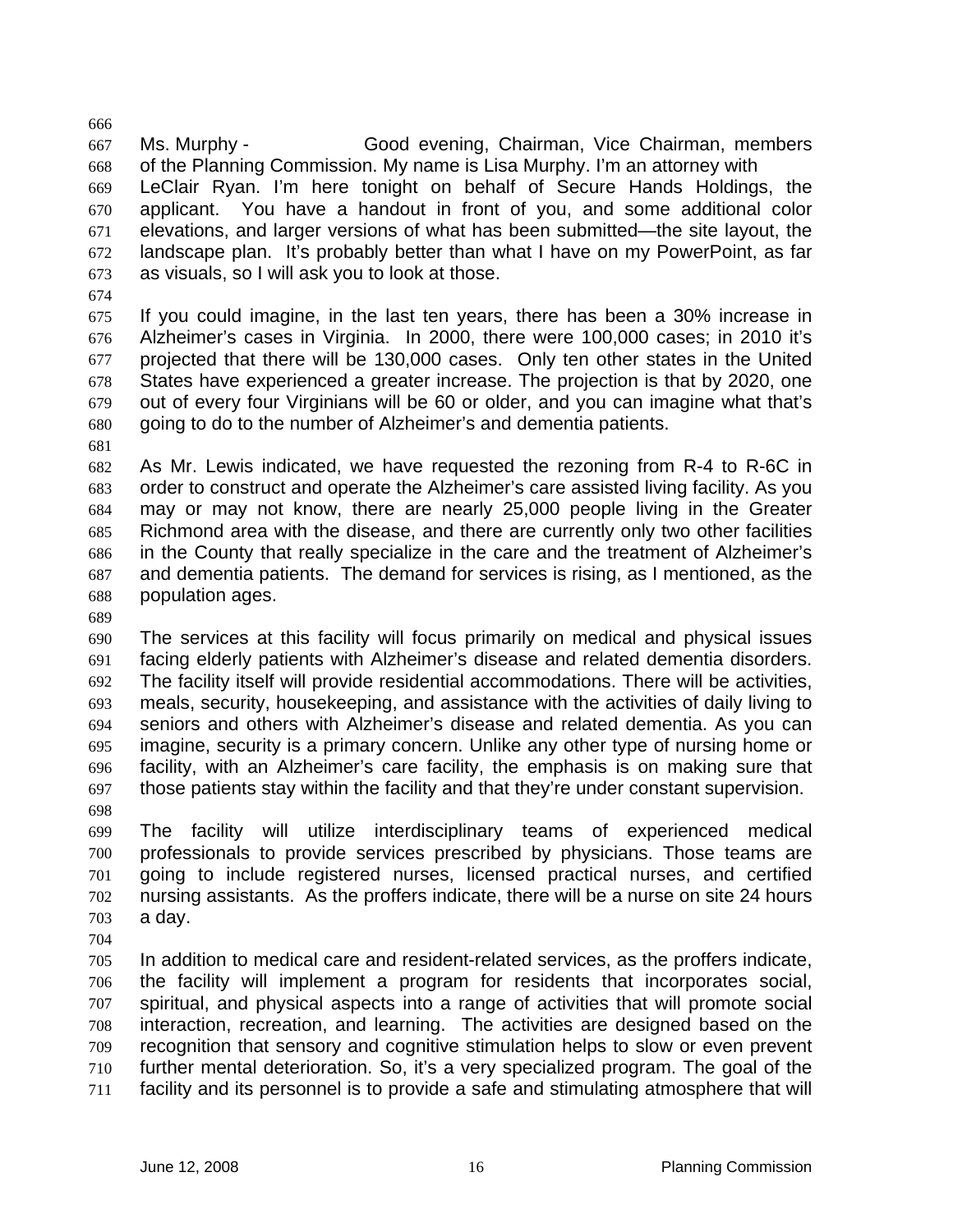Ms. Murphy - Good evening, Chairman, Vice Chairman, members of the Planning Commission. My name is Lisa Murphy. I'm an attorney with LeClair Ryan. I'm here tonight on behalf of Secure Hands Holdings, the applicant. You have a handout in front of you, and some additional color elevations, and larger versions of what has been submitted—the site layout, the landscape plan. It's probably better than what I have on my PowerPoint, as far as visuals, so I will ask you to look at those.

If you could imagine, in the last ten years, there has been a 30% increase in Alzheimer's cases in Virginia. In 2000, there were 100,000 cases; in 2010 it's projected that there will be 130,000 cases. Only ten other states in the United States have experienced a greater increase. The projection is that by 2020, one out of every four Virginians will be 60 or older, and you can imagine what that's going to do to the number of Alzheimer's and dementia patients.

As Mr. Lewis indicated, we have requested the rezoning from R-4 to R-6C in order to construct and operate the Alzheimer's care assisted living facility. As you may or may not know, there are nearly 25,000 people living in the Greater Richmond area with the disease, and there are currently only two other facilities in the County that really specialize in the care and the treatment of Alzheimer's and dementia patients. The demand for services is rising, as I mentioned, as the population ages.

The services at this facility will focus primarily on medical and physical issues facing elderly patients with Alzheimer's disease and related dementia disorders. The facility itself will provide residential accommodations. There will be activities, meals, security, housekeeping, and assistance with the activities of daily living to seniors and others with Alzheimer's disease and related dementia. As you can imagine, security is a primary concern. Unlike any other type of nursing home or facility, with an Alzheimer's care facility, the emphasis is on making sure that those patients stay within the facility and that they're under constant supervision.

The facility will utilize interdisciplinary teams of experienced medical professionals to provide services prescribed by physicians. Those teams are going to include registered nurses, licensed practical nurses, and certified nursing assistants. As the proffers indicate, there will be a nurse on site 24 hours a day.

In addition to medical care and resident-related services, as the proffers indicate, the facility will implement a program for residents that incorporates social, spiritual, and physical aspects into a range of activities that will promote social interaction, recreation, and learning. The activities are designed based on the recognition that sensory and cognitive stimulation helps to slow or even prevent further mental deterioration. So, it's a very specialized program. The goal of the facility and its personnel is to provide a safe and stimulating atmosphere that will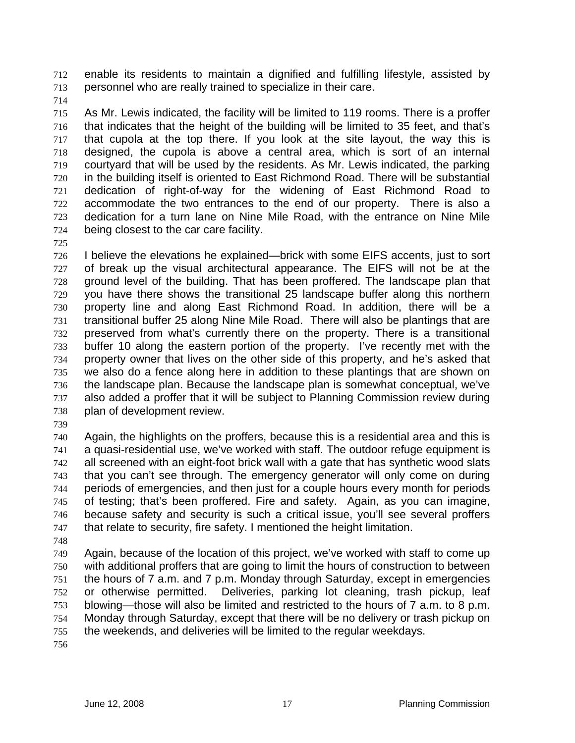enable its residents to maintain a dignified and fulfilling lifestyle, assisted by personnel who are really trained to specialize in their care.

As Mr. Lewis indicated, the facility will be limited to 119 rooms. There is a proffer that indicates that the height of the building will be limited to 35 feet, and that's that cupola at the top there. If you look at the site layout, the way this is designed, the cupola is above a central area, which is sort of an internal courtyard that will be used by the residents. As Mr. Lewis indicated, the parking in the building itself is oriented to East Richmond Road. There will be substantial dedication of right-of-way for the widening of East Richmond Road to accommodate the two entrances to the end of our property. There is also a dedication for a turn lane on Nine Mile Road, with the entrance on Nine Mile being closest to the car care facility.

I believe the elevations he explained—brick with some EIFS accents, just to sort of break up the visual architectural appearance. The EIFS will not be at the ground level of the building. That has been proffered. The landscape plan that you have there shows the transitional 25 landscape buffer along this northern property line and along East Richmond Road. In addition, there will be a transitional buffer 25 along Nine Mile Road. There will also be plantings that are preserved from what's currently there on the property. There is a transitional buffer 10 along the eastern portion of the property. I've recently met with the property owner that lives on the other side of this property, and he's asked that we also do a fence along here in addition to these plantings that are shown on the landscape plan. Because the landscape plan is somewhat conceptual, we've also added a proffer that it will be subject to Planning Commission review during plan of development review.

Again, the highlights on the proffers, because this is a residential area and this is a quasi-residential use, we've worked with staff. The outdoor refuge equipment is all screened with an eight-foot brick wall with a gate that has synthetic wood slats that you can't see through. The emergency generator will only come on during periods of emergencies, and then just for a couple hours every month for periods of testing; that's been proffered. Fire and safety. Again, as you can imagine, because safety and security is such a critical issue, you'll see several proffers that relate to security, fire safety. I mentioned the height limitation.

Again, because of the location of this project, we've worked with staff to come up with additional proffers that are going to limit the hours of construction to between the hours of 7 a.m. and 7 p.m. Monday through Saturday, except in emergencies or otherwise permitted. Deliveries, parking lot cleaning, trash pickup, leaf blowing—those will also be limited and restricted to the hours of 7 a.m. to 8 p.m. Monday through Saturday, except that there will be no delivery or trash pickup on the weekends, and deliveries will be limited to the regular weekdays.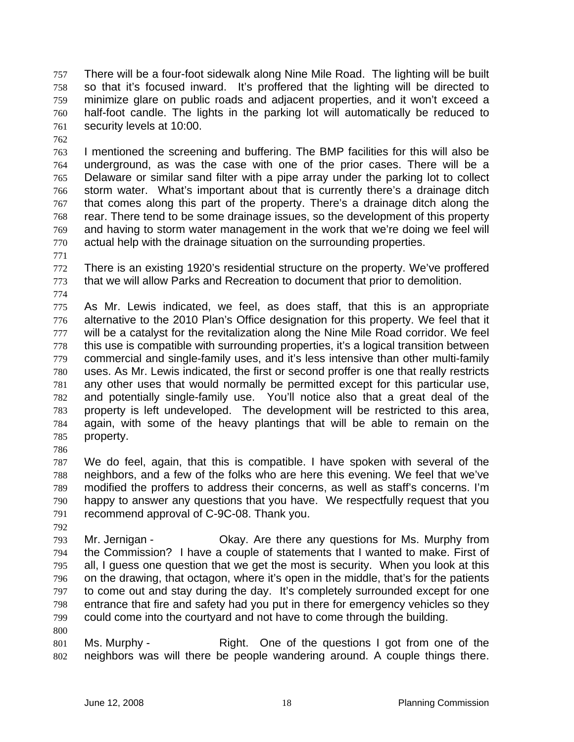There will be a four-foot sidewalk along Nine Mile Road. The lighting will be built so that it's focused inward. It's proffered that the lighting will be directed to minimize glare on public roads and adjacent properties, and it won't exceed a half-foot candle. The lights in the parking lot will automatically be reduced to security levels at 10:00.

I mentioned the screening and buffering. The BMP facilities for this will also be underground, as was the case with one of the prior cases. There will be a Delaware or similar sand filter with a pipe array under the parking lot to collect storm water. What's important about that is currently there's a drainage ditch that comes along this part of the property. There's a drainage ditch along the rear. There tend to be some drainage issues, so the development of this property and having to storm water management in the work that we're doing we feel will actual help with the drainage situation on the surrounding properties.

There is an existing 1920's residential structure on the property. We've proffered that we will allow Parks and Recreation to document that prior to demolition.

As Mr. Lewis indicated, we feel, as does staff, that this is an appropriate alternative to the 2010 Plan's Office designation for this property. We feel that it will be a catalyst for the revitalization along the Nine Mile Road corridor. We feel this use is compatible with surrounding properties, it's a logical transition between commercial and single-family uses, and it's less intensive than other multi-family uses. As Mr. Lewis indicated, the first or second proffer is one that really restricts any other uses that would normally be permitted except for this particular use, and potentially single-family use. You'll notice also that a great deal of the property is left undeveloped. The development will be restricted to this area, again, with some of the heavy plantings that will be able to remain on the property.

We do feel, again, that this is compatible. I have spoken with several of the neighbors, and a few of the folks who are here this evening. We feel that we've modified the proffers to address their concerns, as well as staff's concerns. I'm happy to answer any questions that you have. We respectfully request that you recommend approval of C-9C-08. Thank you.

Mr. Jernigan - Okay. Are there any questions for Ms. Murphy from the Commission? I have a couple of statements that I wanted to make. First of all, I guess one question that we get the most is security. When you look at this on the drawing, that octagon, where it's open in the middle, that's for the patients to come out and stay during the day. It's completely surrounded except for one entrance that fire and safety had you put in there for emergency vehicles so they could come into the courtyard and not have to come through the building.

Ms. Murphy - Right. One of the questions I got from one of the neighbors was will there be people wandering around. A couple things there.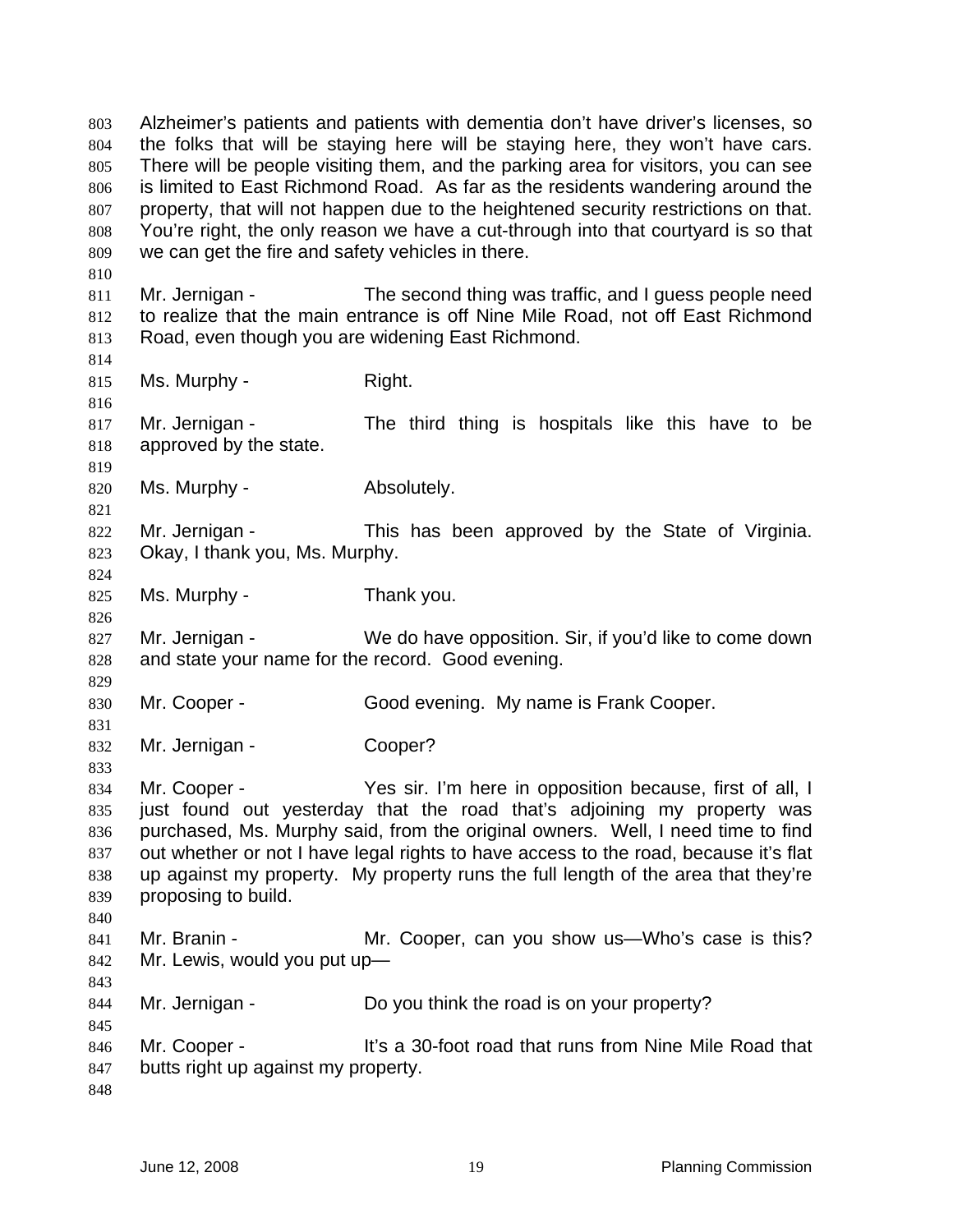Alzheimer's patients and patients with dementia don't have driver's licenses, so the folks that will be staying here will be staying here, they won't have cars. There will be people visiting them, and the parking area for visitors, you can see is limited to East Richmond Road. As far as the residents wandering around the property, that will not happen due to the heightened security restrictions on that. You're right, the only reason we have a cut-through into that courtyard is so that we can get the fire and safety vehicles in there.

Mr. Jernigan - The second thing was traffic, and I guess people need to realize that the main entrance is off Nine Mile Road, not off East Richmond Road, even though you are widening East Richmond.

Ms. Murphy - Right.

Mr. Jernigan - The third thing is hospitals like this have to be approved by the state.

Ms. Murphy - Absolutely.

Mr. Jernigan - This has been approved by the State of Virginia. Okay, I thank you, Ms. Murphy.

Ms. Murphy - Thank you.

Mr. Jernigan - We do have opposition. Sir, if you'd like to come down and state your name for the record. Good evening.

Mr. Cooper - Good evening. My name is Frank Cooper.

Mr. Jernigan - Cooper?

Mr. Cooper - Yes sir. I'm here in opposition because, first of all, I just found out yesterday that the road that's adjoining my property was purchased, Ms. Murphy said, from the original owners. Well, I need time to find out whether or not I have legal rights to have access to the road, because it's flat up against my property. My property runs the full length of the area that they're proposing to build.

Mr. Branin - Mr. Cooper, can you show us—Who's case is this? Mr. Lewis, would you put up—

Mr. Jernigan - Do you think the road is on your property?

Mr. Cooper - It's a 30-foot road that runs from Nine Mile Road that butts right up against my property.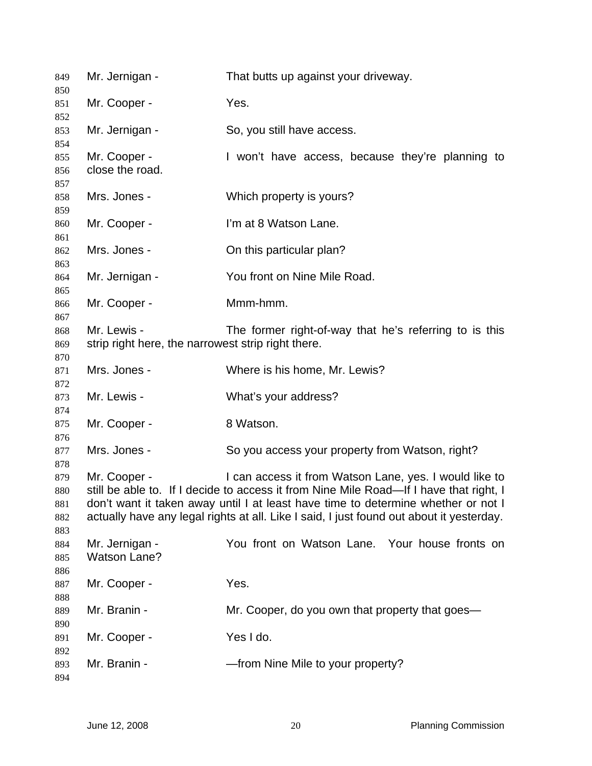Mr. Jernigan - That butts up against your driveway.

Mr. Cooper - Yes.

Mr. Jernigan - So, you still have access.

Mr. Cooper - I won't have access, because they're planning to close the road.

Mrs. Jones - Which property is yours?

Mr. Cooper - I'm at 8 Watson Lane.

Mrs. Jones - On this particular plan?

Mr. Jernigan - You front on Nine Mile Road.

Mr. Cooper - Mmm-hmm.

Mr. Lewis - The former right-of-way that he's referring to is this strip right here, the narrowest strip right there.

Mrs. Jones - Where is his home, Mr. Lewis?

Mr. Lewis - What's your address?

Mr. Cooper - 8 Watson.

Mrs. Jones - So you access your property from Watson, right?

Mr. Cooper - I can access it from Watson Lane, yes. I would like to still be able to. If I decide to access it from Nine Mile Road—If I have that right, I don't want it taken away until I at least have time to determine whether or not I actually have any legal rights at all. Like I said, I just found out about it yesterday.

Mr. Jernigan - You front on Watson Lane. Your house fronts on Watson Lane?

Mr. Cooper - Yes.

Mr. Branin - Mr. Cooper, do you own that property that goes—

Mr. Cooper - Yes I do.

Mr. Branin - —from Nine Mile to your property?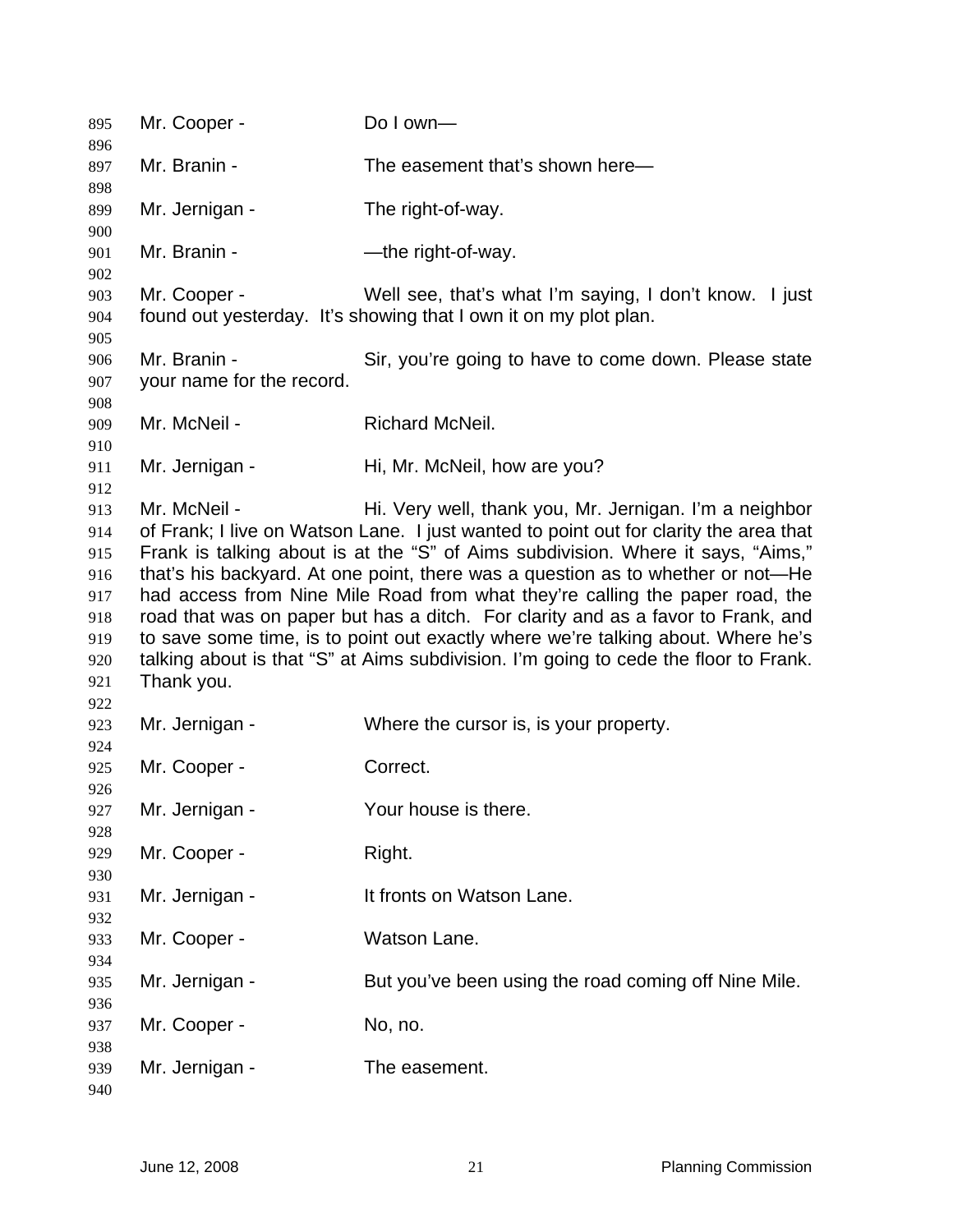Mr. Cooper - Do I own—

Mr. Branin - The easement that's shown here—

Mr. Jernigan - The right-of-way.

Mr. Branin - —the right-of-way.

Mr. Cooper - Well see, that's what I'm saying, I don't know. I just found out yesterday. It's showing that I own it on my plot plan.

Mr. Branin - Sir, you're going to have to come down. Please state your name for the record.

Mr. McNeil - Richard McNeil.

Mr. Jernigan - Hi, Mr. McNeil, how are you?

Mr. McNeil - Hi. Very well, thank you, Mr. Jernigan. I'm a neighbor of Frank; I live on Watson Lane. I just wanted to point out for clarity the area that Frank is talking about is at the "S" of Aims subdivision. Where it says, "Aims," that's his backyard. At one point, there was a question as to whether or not—He had access from Nine Mile Road from what they're calling the paper road, the road that was on paper but has a ditch. For clarity and as a favor to Frank, and to save some time, is to point out exactly where we're talking about. Where he's talking about is that "S" at Aims subdivision. I'm going to cede the floor to Frank. Thank you.

Mr. Jernigan - Where the cursor is, is your property.

Mr. Cooper - Correct.

Mr. Jernigan - Your house is there.

Mr. Cooper - Right.

Mr. Jernigan - It fronts on Watson Lane.

Mr. Cooper - Watson Lane.

Mr. Jernigan - But you've been using the road coming off Nine Mile.

Mr. Cooper - No, no.

Mr. Jernigan - The easement.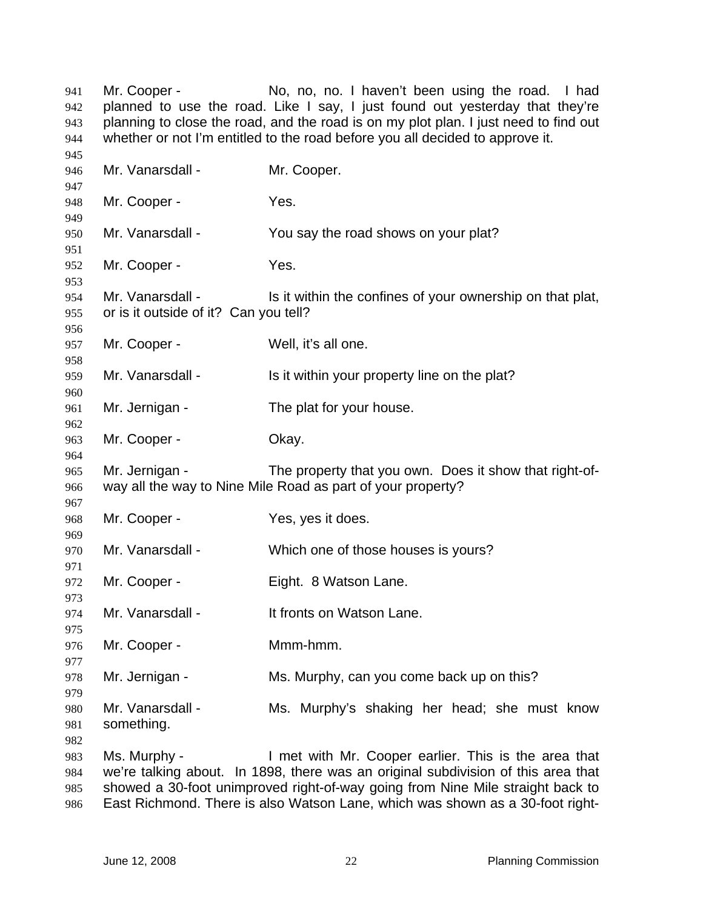Mr. Cooper - No, no, no. I haven't been using the road. I had planned to use the road. Like I say, I just found out yesterday that they're planning to close the road, and the road is on my plot plan. I just need to find out whether or not I'm entitled to the road before you all decided to approve it.

Mr. Vanarsdall - Mr. Cooper.

Mr. Cooper - Yes.

Mr. Vanarsdall - You say the road shows on your plat?

Mr. Cooper - Yes.

Mr. Vanarsdall - Is it within the confines of your ownership on that plat, or is it outside of it? Can you tell?

Mr. Cooper - Well, it's all one.

Mr. Vanarsdall - Is it within your property line on the plat?

Mr. Jernigan - The plat for your house.

Mr. Cooper - Okay.

Mr. Jernigan - The property that you own. Does it show that right-of-way all the way to Nine Mile Road as part of your property?

Mr. Cooper - Yes, yes it does.

Mr. Vanarsdall - Which one of those houses is yours?

Mr. Cooper - Eight. 8 Watson Lane.

Mr. Vanarsdall - It fronts on Watson Lane.

Mr. Cooper - Mmm-hmm.

Mr. Jernigan - Ms. Murphy, can you come back up on this?

Mr. Vanarsdall - Ms. Murphy's shaking her head; she must know something.

Ms. Murphy - I met with Mr. Cooper earlier. This is the area that we're talking about. In 1898, there was an original subdivision of this area that showed a 30-foot unimproved right-of-way going from Nine Mile straight back to East Richmond. There is also Watson Lane, which was shown as a 30-foot right-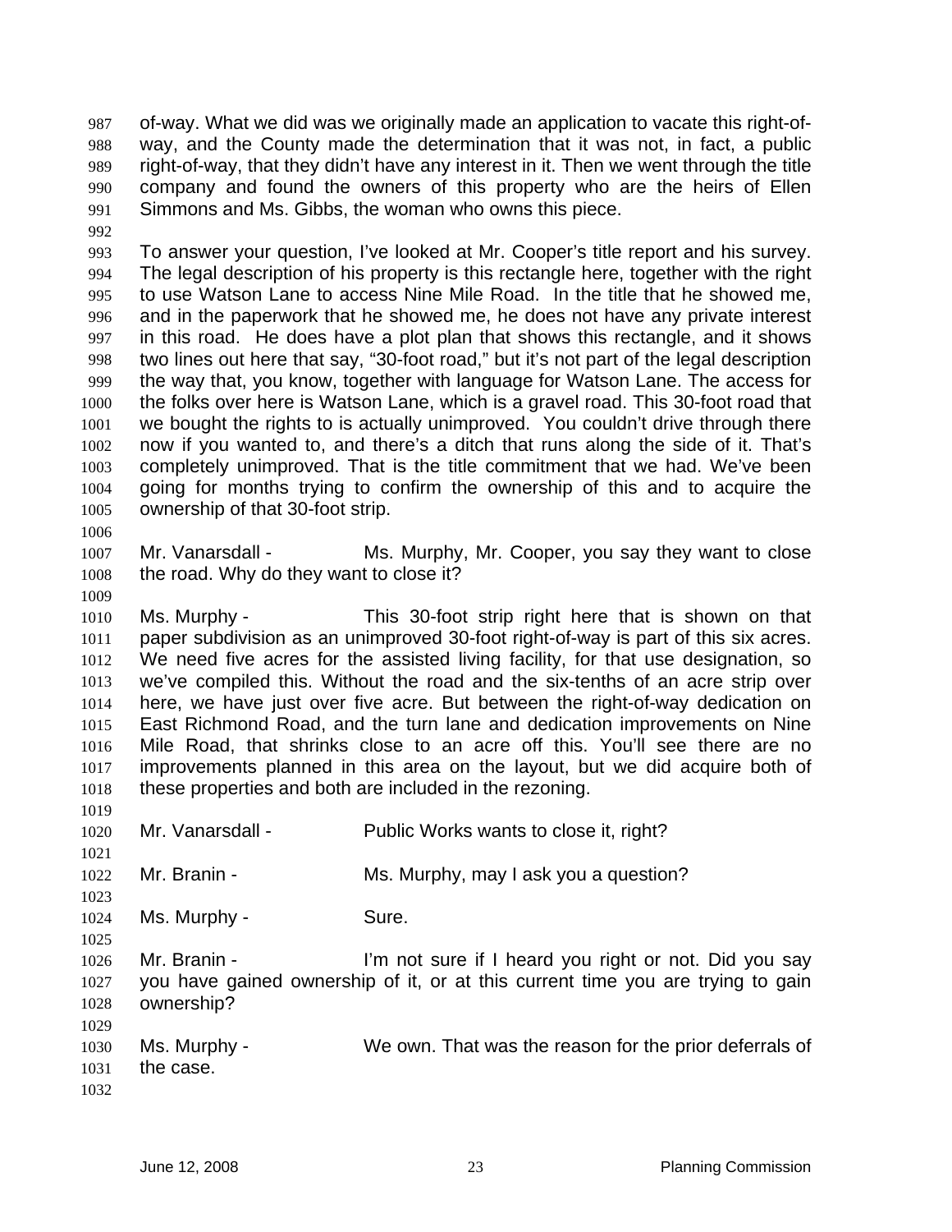of-way. What we did was we originally made an application to vacate this right-of-way, and the County made the determination that it was not, in fact, a public right-of-way, that they didn't have any interest in it. Then we went through the title company and found the owners of this property who are the heirs of Ellen Simmons and Ms. Gibbs, the woman who owns this piece.

To answer your question, I've looked at Mr. Cooper's title report and his survey. The legal description of his property is this rectangle here, together with the right to use Watson Lane to access Nine Mile Road. In the title that he showed me, and in the paperwork that he showed me, he does not have any private interest in this road. He does have a plot plan that shows this rectangle, and it shows two lines out here that say, "30-foot road," but it's not part of the legal description the way that, you know, together with language for Watson Lane. The access for the folks over here is Watson Lane, which is a gravel road. This 30-foot road that we bought the rights to is actually unimproved. You couldn't drive through there now if you wanted to, and there's a ditch that runs along the side of it. That's completely unimproved. That is the title commitment that we had. We've been going for months trying to confirm the ownership of this and to acquire the ownership of that 30-foot strip.

Mr. Vanarsdall - Ms. Murphy, Mr. Cooper, you say they want to close the road. Why do they want to close it?

Ms. Murphy - This 30-foot strip right here that is shown on that paper subdivision as an unimproved 30-foot right-of-way is part of this six acres. We need five acres for the assisted living facility, for that use designation, so we've compiled this. Without the road and the six-tenths of an acre strip over here, we have just over five acre. But between the right-of-way dedication on East Richmond Road, and the turn lane and dedication improvements on Nine Mile Road, that shrinks close to an acre off this. You'll see there are no improvements planned in this area on the layout, but we did acquire both of these properties and both are included in the rezoning.

Mr. Vanarsdall - Public Works wants to close it, right?

Mr. Branin - Ms. Murphy, may I ask you a question?

Ms. Murphy - Sure.

Mr. Branin - I'm not sure if I heard you right or not. Did you say you have gained ownership of it, or at this current time you are trying to gain ownership?

Ms. Murphy - We own. That was the reason for the prior deferrals of the case.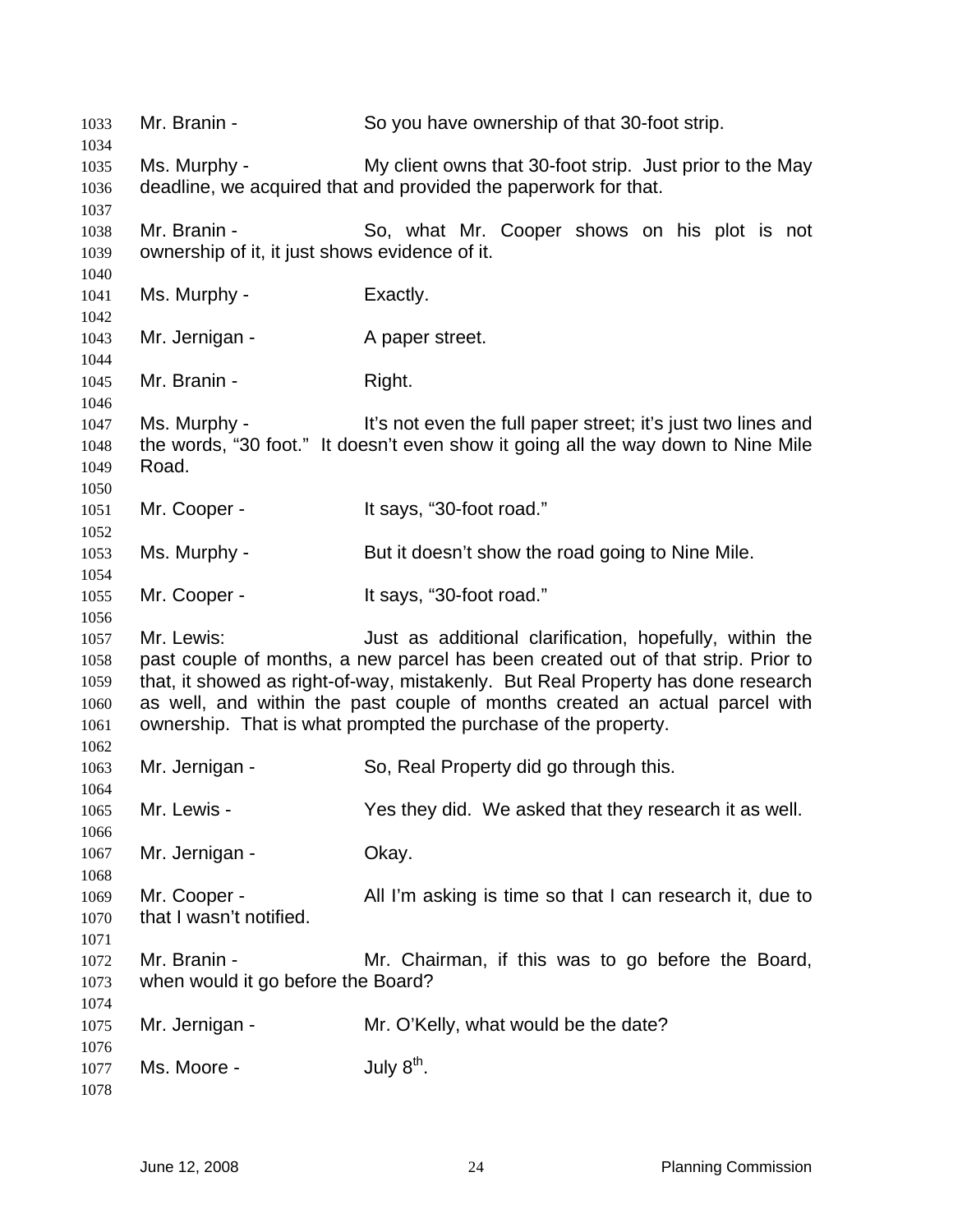Mr. Branin - So you have ownership of that 30-foot strip.

Ms. Murphy - My client owns that 30-foot strip. Just prior to the May deadline, we acquired that and provided the paperwork for that.

Mr. Branin - So, what Mr. Cooper shows on his plot is not ownership of it, it just shows evidence of it.

Ms. Murphy - Exactly.

Mr. Jernigan - A paper street.

Mr. Branin - Right.

Ms. Murphy - It's not even the full paper street; it's just two lines and the words, "30 foot." It doesn't even show it going all the way down to Nine Mile Road.

Mr. Cooper - It says, "30-foot road."

Ms. Murphy - But it doesn't show the road going to Nine Mile.

Mr. Cooper - It says, "30-foot road."

Mr. Lewis: Just as additional clarification, hopefully, within the past couple of months, a new parcel has been created out of that strip. Prior to that, it showed as right-of-way, mistakenly. But Real Property has done research as well, and within the past couple of months created an actual parcel with ownership. That is what prompted the purchase of the property.

Mr. Jernigan - So, Real Property did go through this.

Mr. Lewis - Yes they did. We asked that they research it as well.

Mr. Jernigan - Okay.

Mr. Cooper - All I'm asking is time so that I can research it, due to that I wasn't notified.

Mr. Branin - Mr. Chairman, if this was to go before the Board, when would it go before the Board?

Mr. Jernigan - Mr. O'Kelly, what would be the date?

Ms. Moore - July 8th.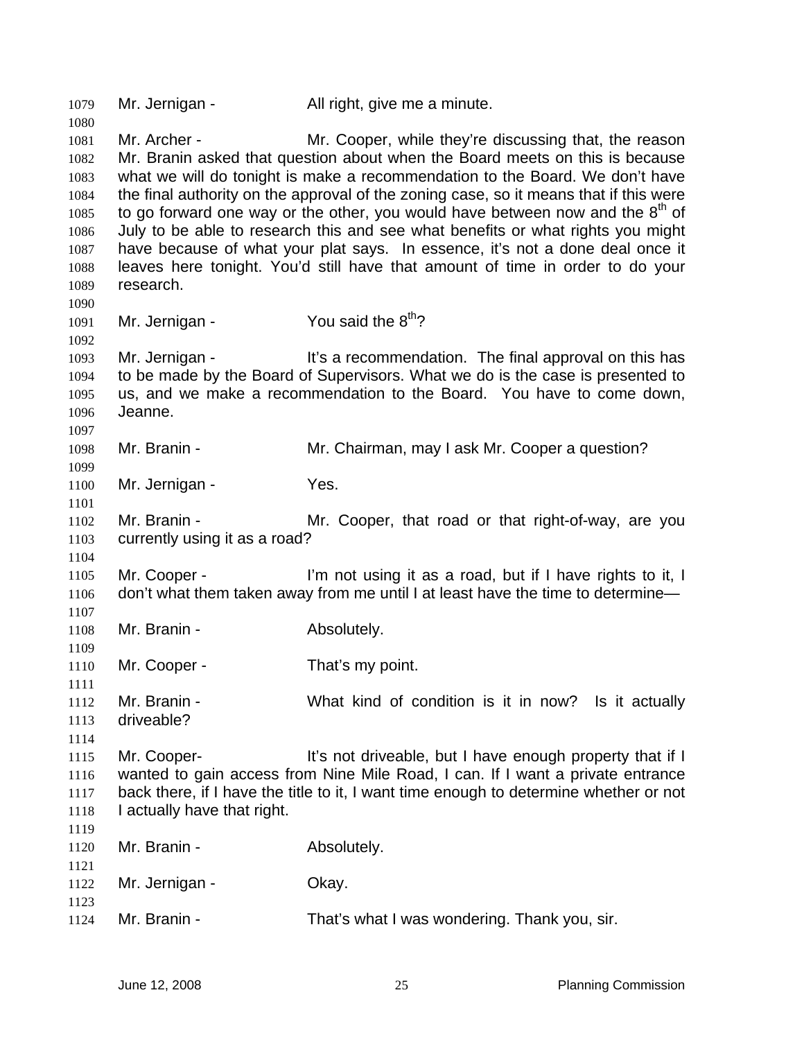1079 Mr. Jernigan - All right, give me a minute.

1081 Mr. Archer - Mr. Cooper, while they're discussing that, the reason Mr. Branin asked that question about when the Board meets on this is because what we will do tonight is make a recommendation to the Board. We don't have the final authority on the approval of the zoning case, so it means that if this were to go forward one way or the other, you would have between now and the 8th of July to be able to research this and see what benefits or what rights you might have because of what your plat says. In essence, it's not a done deal once it leaves here tonight. You'd still have that amount of time in order to do your research.

1091 Mr. Jernigan - You said the 8th?

1093 Mr. Jernigan - It's a recommendation. The final approval on this has to be made by the Board of Supervisors. What we do is the case is presented to us, and we make a recommendation to the Board. You have to come down, Jeanne.

1098 Mr. Branin - Mr. Chairman, may I ask Mr. Cooper a question?

1100 Mr. Jernigan - Yes.

1102 Mr. Branin - Mr. Cooper, that road or that right-of-way, are you currently using it as a road?

1105 Mr. Cooper - I'm not using it as a road, but if I have rights to it, I don't what them taken away from me until I at least have the time to determine—

1108 Mr. Branin - Absolutely.

1110 Mr. Cooper - That's my point.

1112 Mr. Branin - What kind of condition is it in now? Is it actually driveable?

1115 Mr. Cooper- It's not driveable, but I have enough property that if I wanted to gain access from Nine Mile Road, I can. If I want a private entrance back there, if I have the title to it, I want time enough to determine whether or not I actually have that right.

1120 Mr. Branin - Absolutely.

1122 Mr. Jernigan - Okay.

1124 Mr. Branin - That's what I was wondering. Thank you, sir.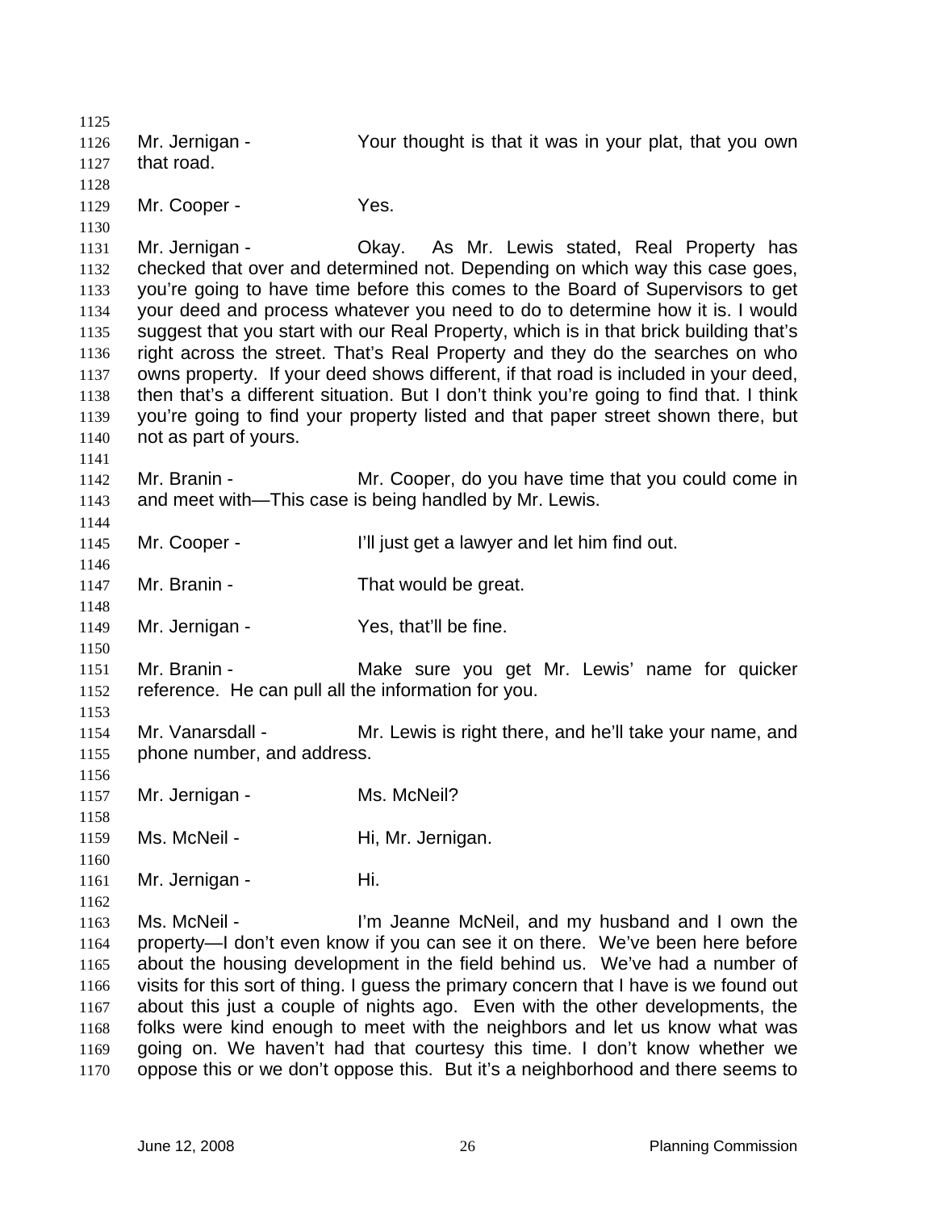Mr. Jernigan - Your thought is that it was in your plat, that you own that road.

Mr. Cooper - Yes.

Mr. Jernigan - Okay. As Mr. Lewis stated, Real Property has checked that over and determined not. Depending on which way this case goes, you're going to have time before this comes to the Board of Supervisors to get your deed and process whatever you need to do to determine how it is. I would suggest that you start with our Real Property, which is in that brick building that's right across the street. That's Real Property and they do the searches on who owns property. If your deed shows different, if that road is included in your deed, then that's a different situation. But I don't think you're going to find that. I think you're going to find your property listed and that paper street shown there, but not as part of yours.

Mr. Branin - Mr. Cooper, do you have time that you could come in and meet with—This case is being handled by Mr. Lewis.

Mr. Cooper - I'll just get a lawyer and let him find out.

Mr. Branin - That would be great.

Mr. Jernigan - Yes, that'll be fine.

Mr. Branin - Make sure you get Mr. Lewis' name for quicker reference. He can pull all the information for you.

Mr. Vanarsdall - Mr. Lewis is right there, and he'll take your name, and phone number, and address.

Mr. Jernigan - Ms. McNeil?

Ms. McNeil - Hi, Mr. Jernigan.

Mr. Jernigan - Hi.

Ms. McNeil - I'm Jeanne McNeil, and my husband and I own the property—I don't even know if you can see it on there. We've been here before about the housing development in the field behind us. We've had a number of visits for this sort of thing. I guess the primary concern that I have is we found out about this just a couple of nights ago. Even with the other developments, the folks were kind enough to meet with the neighbors and let us know what was going on. We haven't had that courtesy this time. I don't know whether we oppose this or we don't oppose this. But it's a neighborhood and there seems to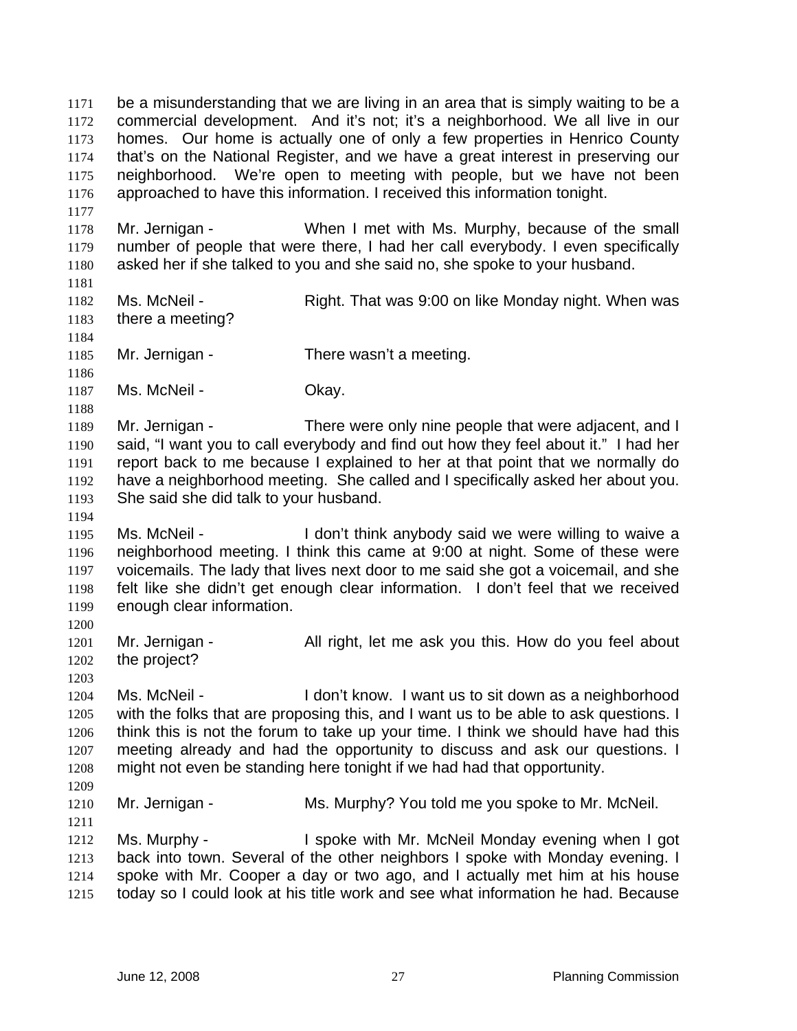be a misunderstanding that we are living in an area that is simply waiting to be a commercial development. And it's not; it's a neighborhood. We all live in our homes. Our home is actually one of only a few properties in Henrico County that's on the National Register, and we have a great interest in preserving our neighborhood. We're open to meeting with people, but we have not been approached to have this information. I received this information tonight.

Mr. Jernigan - When I met with Ms. Murphy, because of the small number of people that were there, I had her call everybody. I even specifically asked her if she talked to you and she said no, she spoke to your husband.

Ms. McNeil - Right. That was 9:00 on like Monday night. When was there a meeting?

Mr. Jernigan - There wasn't a meeting.

Ms. McNeil - Okay.

Mr. Jernigan - There were only nine people that were adjacent, and I said, "I want you to call everybody and find out how they feel about it." I had her report back to me because I explained to her at that point that we normally do have a neighborhood meeting. She called and I specifically asked her about you. She said she did talk to your husband.

Ms. McNeil - I don't think anybody said we were willing to waive a neighborhood meeting. I think this came at 9:00 at night. Some of these were voicemails. The lady that lives next door to me said she got a voicemail, and she felt like she didn't get enough clear information. I don't feel that we received enough clear information.

Mr. Jernigan - All right, let me ask you this. How do you feel about the project?

Ms. McNeil - I don't know. I want us to sit down as a neighborhood with the folks that are proposing this, and I want us to be able to ask questions. I think this is not the forum to take up your time. I think we should have had this meeting already and had the opportunity to discuss and ask our questions. I might not even be standing here tonight if we had had that opportunity.

Mr. Jernigan - Ms. Murphy? You told me you spoke to Mr. McNeil.

Ms. Murphy - I spoke with Mr. McNeil Monday evening when I got back into town. Several of the other neighbors I spoke with Monday evening. I spoke with Mr. Cooper a day or two ago, and I actually met him at his house today so I could look at his title work and see what information he had. Because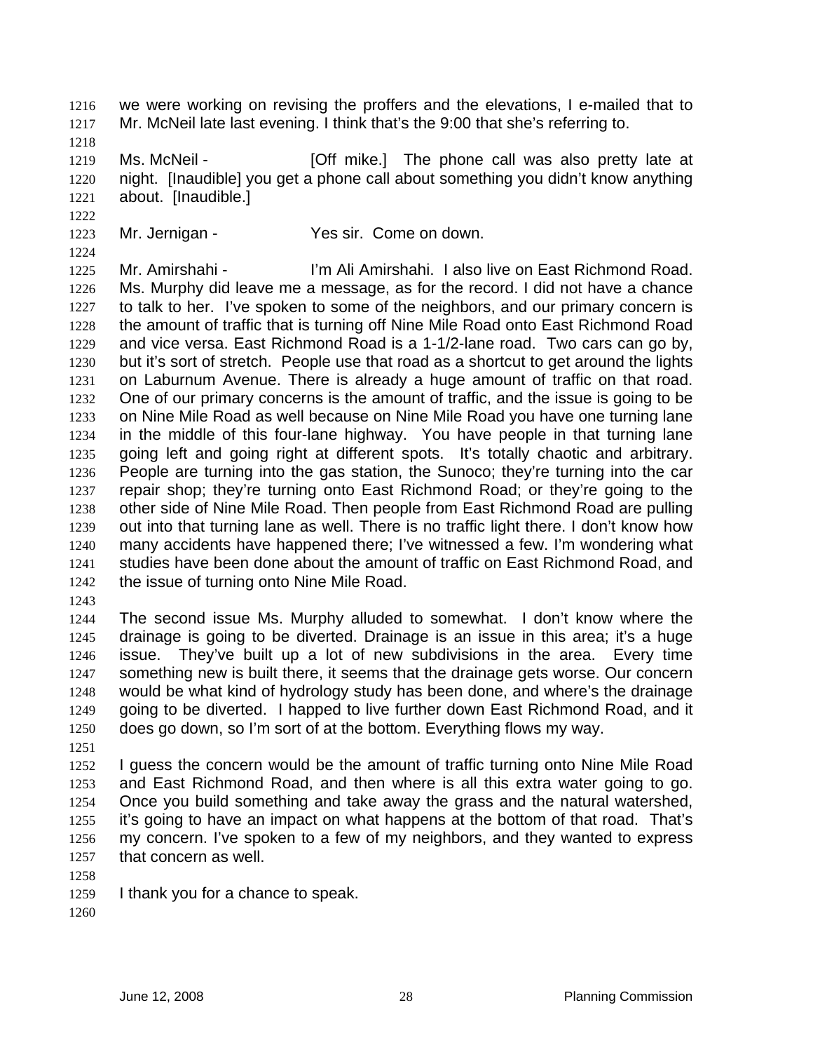we were working on revising the proffers and the elevations, I e-mailed that to Mr. McNeil late last evening. I think that's the 9:00 that she's referring to.

Ms. McNeil - [Off mike.] The phone call was also pretty late at night. [Inaudible] you get a phone call about something you didn't know anything about. [Inaudible.]

Mr. Jernigan - Yes sir. Come on down.

Mr. Amirshahi - I'm Ali Amirshahi. I also live on East Richmond Road. Ms. Murphy did leave me a message, as for the record. I did not have a chance to talk to her. I've spoken to some of the neighbors, and our primary concern is the amount of traffic that is turning off Nine Mile Road onto East Richmond Road and vice versa. East Richmond Road is a 1-1/2-lane road. Two cars can go by, but it's sort of stretch. People use that road as a shortcut to get around the lights on Laburnum Avenue. There is already a huge amount of traffic on that road. One of our primary concerns is the amount of traffic, and the issue is going to be on Nine Mile Road as well because on Nine Mile Road you have one turning lane in the middle of this four-lane highway. You have people in that turning lane going left and going right at different spots. It's totally chaotic and arbitrary. People are turning into the gas station, the Sunoco; they're turning into the car repair shop; they're turning onto East Richmond Road; or they're going to the other side of Nine Mile Road. Then people from East Richmond Road are pulling out into that turning lane as well. There is no traffic light there. I don't know how many accidents have happened there; I've witnessed a few. I'm wondering what studies have been done about the amount of traffic on East Richmond Road, and the issue of turning onto Nine Mile Road.

The second issue Ms. Murphy alluded to somewhat. I don't know where the drainage is going to be diverted. Drainage is an issue in this area; it's a huge issue. They've built up a lot of new subdivisions in the area. Every time something new is built there, it seems that the drainage gets worse. Our concern would be what kind of hydrology study has been done, and where's the drainage going to be diverted. I happed to live further down East Richmond Road, and it does go down, so I'm sort of at the bottom. Everything flows my way.

I guess the concern would be the amount of traffic turning onto Nine Mile Road and East Richmond Road, and then where is all this extra water going to go. Once you build something and take away the grass and the natural watershed, it's going to have an impact on what happens at the bottom of that road. That's my concern. I've spoken to a few of my neighbors, and they wanted to express that concern as well.

I thank you for a chance to speak.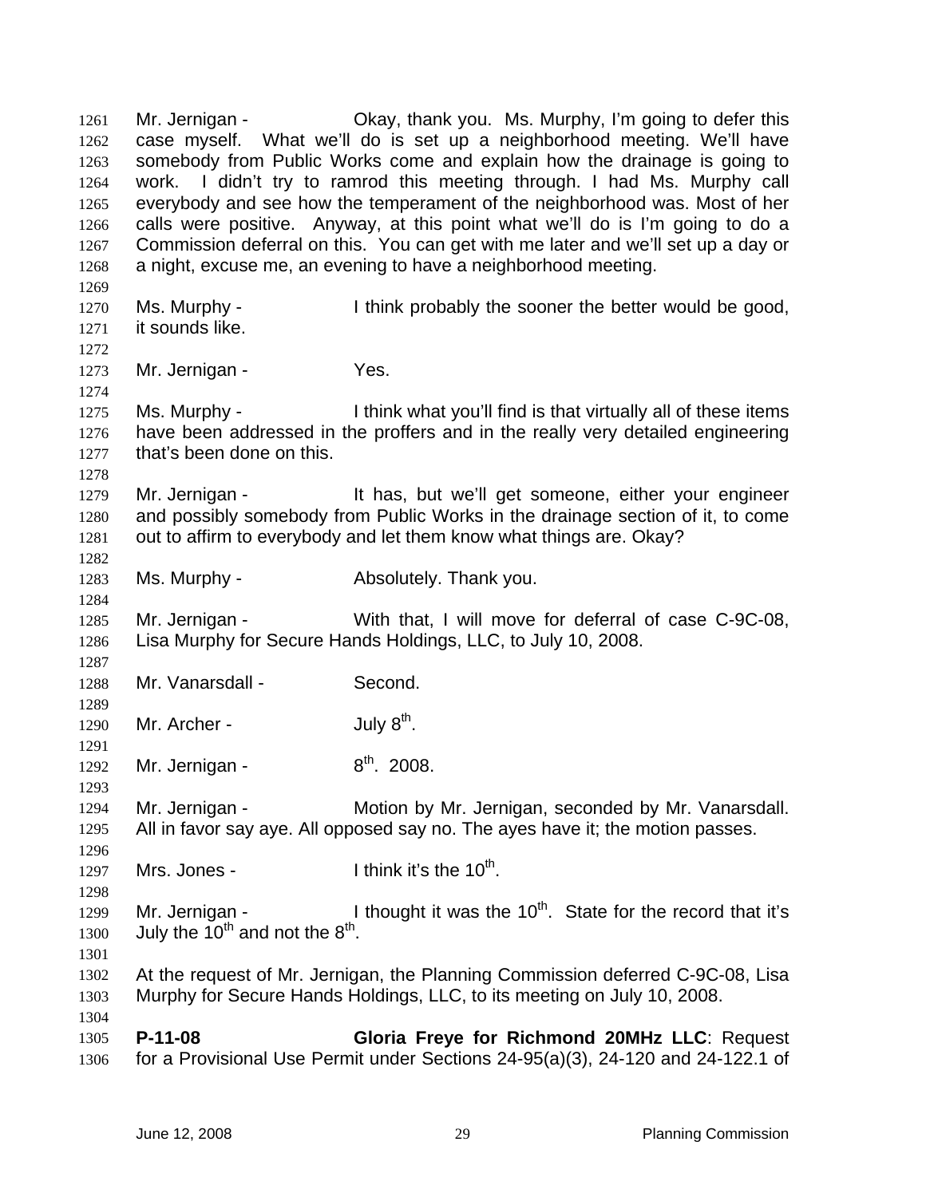Mr. Jernigan - Okay, thank you. Ms. Murphy, I'm going to defer this case myself. What we'll do is set up a neighborhood meeting. We'll have somebody from Public Works come and explain how the drainage is going to work. I didn't try to ramrod this meeting through. I had Ms. Murphy call everybody and see how the temperament of the neighborhood was. Most of her calls were positive. Anyway, at this point what we'll do is I'm going to do a Commission deferral on this. You can get with me later and we'll set up a day or a night, excuse me, an evening to have a neighborhood meeting.

Ms. Murphy - I think probably the sooner the better would be good, it sounds like.

Mr. Jernigan - Yes.

Ms. Murphy - I think what you'll find is that virtually all of these items have been addressed in the proffers and in the really very detailed engineering that's been done on this.

Mr. Jernigan - It has, but we'll get someone, either your engineer and possibly somebody from Public Works in the drainage section of it, to come out to affirm to everybody and let them know what things are. Okay?

Ms. Murphy - Absolutely. Thank you.

Mr. Jernigan - With that, I will move for deferral of case C-9C-08, Lisa Murphy for Secure Hands Holdings, LLC, to July 10, 2008.

Mr. Vanarsdall - Second.

Mr. Archer - July 8th.

Mr. Jernigan - 8th. 2008.

Mr. Jernigan - Motion by Mr. Jernigan, seconded by Mr. Vanarsdall. All in favor say aye. All opposed say no. The ayes have it; the motion passes.

Mrs. Jones - I think it's the 10th.

Mr. Jernigan - I thought it was the 10th. State for the record that it's July the 10th and not the 8th.

At the request of Mr. Jernigan, the Planning Commission deferred C-9C-08, Lisa Murphy for Secure Hands Holdings, LLC, to its meeting on July 10, 2008.

**P-11-08** **Gloria Freye for Richmond 20MHz LLC**: Request for a Provisional Use Permit under Sections 24-95(a)(3), 24-120 and 24-122.1 of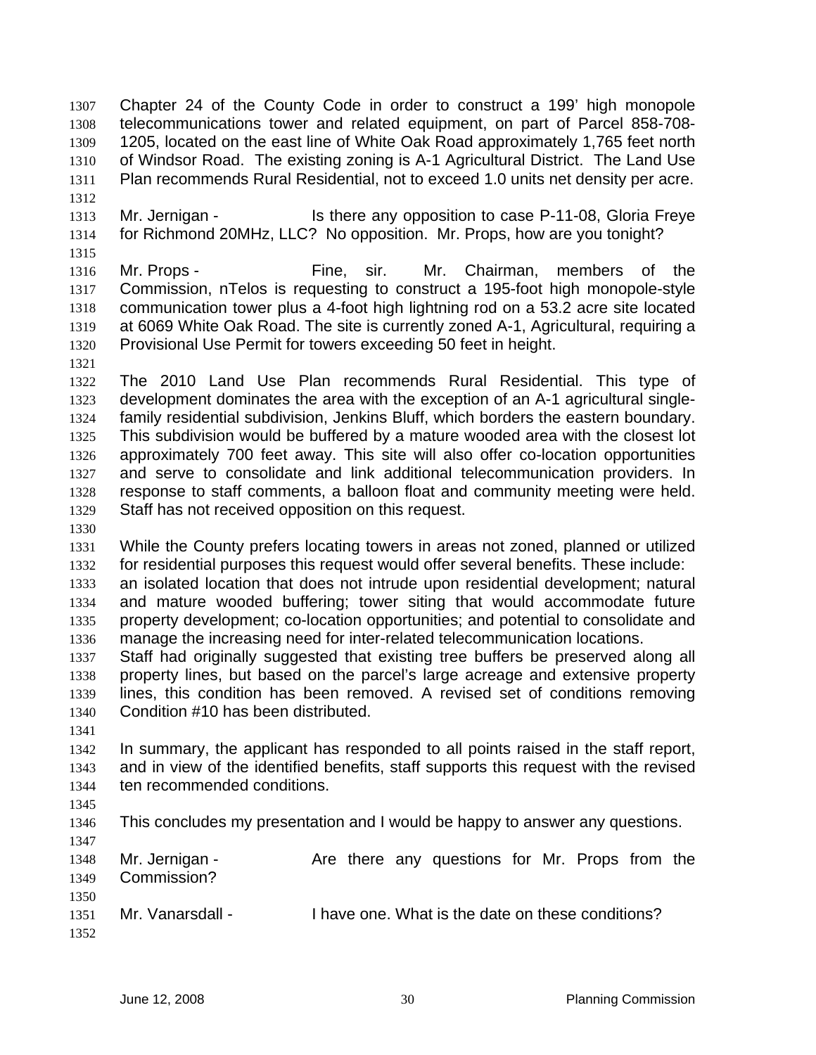Chapter 24 of the County Code in order to construct a 199' high monopole telecommunications tower and related equipment, on part of Parcel 858-708-1205, located on the east line of White Oak Road approximately 1,765 feet north of Windsor Road. The existing zoning is A-1 Agricultural District. The Land Use Plan recommends Rural Residential, not to exceed 1.0 units net density per acre.

Mr. Jernigan - Is there any opposition to case P-11-08, Gloria Freye for Richmond 20MHz, LLC? No opposition. Mr. Props, how are you tonight?

Mr. Props - Fine, sir. Mr. Chairman, members of the Commission, nTelos is requesting to construct a 195-foot high monopole-style communication tower plus a 4-foot high lightning rod on a 53.2 acre site located at 6069 White Oak Road. The site is currently zoned A-1, Agricultural, requiring a Provisional Use Permit for towers exceeding 50 feet in height.

The 2010 Land Use Plan recommends Rural Residential. This type of development dominates the area with the exception of an A-1 agricultural single-family residential subdivision, Jenkins Bluff, which borders the eastern boundary. This subdivision would be buffered by a mature wooded area with the closest lot approximately 700 feet away. This site will also offer co-location opportunities and serve to consolidate and link additional telecommunication providers. In response to staff comments, a balloon float and community meeting were held. Staff has not received opposition on this request.

While the County prefers locating towers in areas not zoned, planned or utilized for residential purposes this request would offer several benefits. These include: an isolated location that does not intrude upon residential development; natural and mature wooded buffering; tower siting that would accommodate future property development; co-location opportunities; and potential to consolidate and manage the increasing need for inter-related telecommunication locations. Staff had originally suggested that existing tree buffers be preserved along all property lines, but based on the parcel's large acreage and extensive property lines, this condition has been removed. A revised set of conditions removing Condition #10 has been distributed.

In summary, the applicant has responded to all points raised in the staff report, and in view of the identified benefits, staff supports this request with the revised ten recommended conditions.

This concludes my presentation and I would be happy to answer any questions.

Mr. Jernigan - Are there any questions for Mr. Props from the Commission?

Mr. Vanarsdall - I have one. What is the date on these conditions?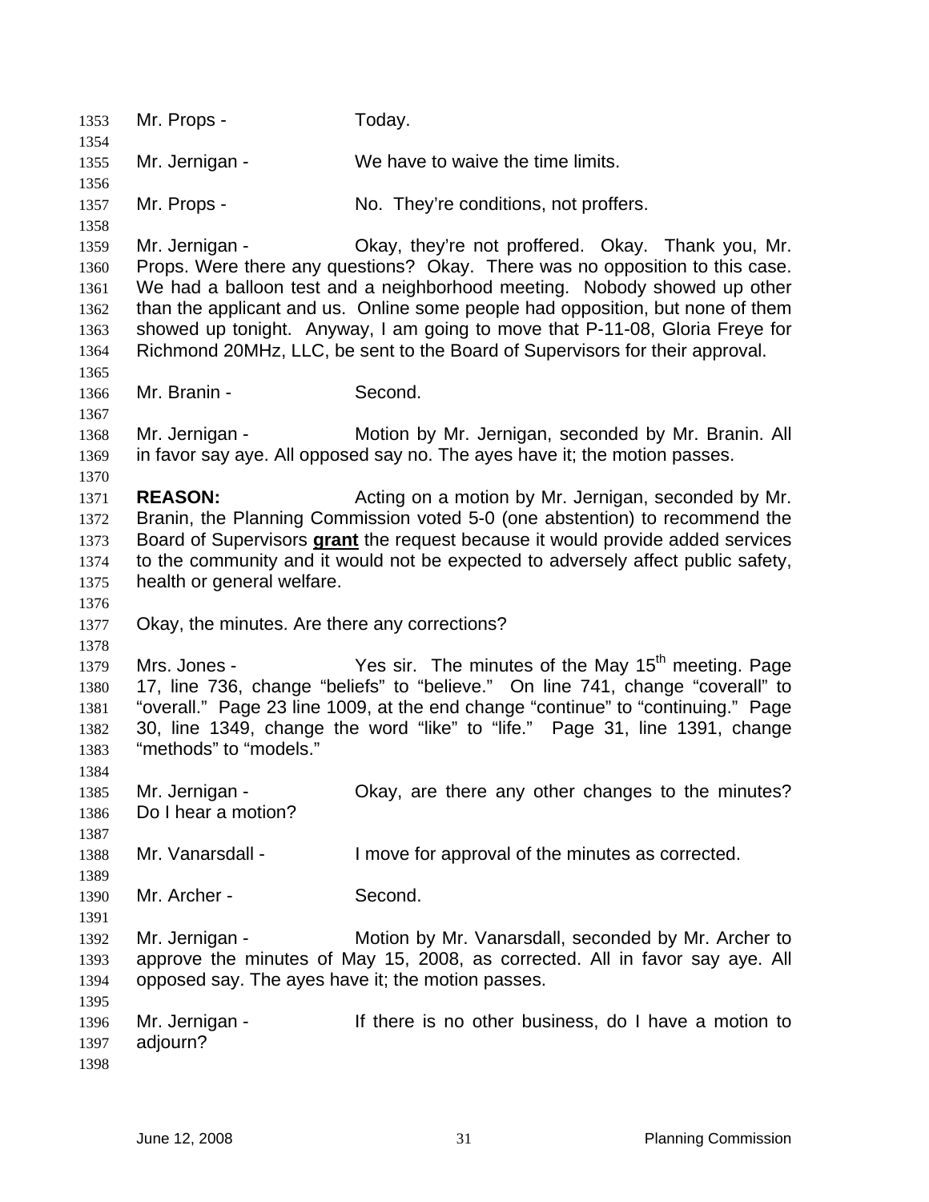1353 Mr. Props - Today.

1354

1355 Mr. Jernigan - We have to waive the time limits.

1356

1357 Mr. Props - No. They're conditions, not proffers.

1358

1359 Mr. Jernigan - Okay, they're not proffered. Okay. Thank you, Mr.
1360 Props. Were there any questions? Okay. There was no opposition to this case.
1361 We had a balloon test and a neighborhood meeting. Nobody showed up other
1362 than the applicant and us. Online some people had opposition, but none of them
1363 showed up tonight. Anyway, I am going to move that P-11-08, Gloria Freye for
1364 Richmond 20MHz, LLC, be sent to the Board of Supervisors for their approval.

1365

1366 Mr. Branin - Second.

1367

1368 Mr. Jernigan - Motion by Mr. Jernigan, seconded by Mr. Branin. All
1369 in favor say aye. All opposed say no. The ayes have it; the motion passes.

1370

1371 **REASON:** Acting on a motion by Mr. Jernigan, seconded by Mr.
1372 Branin, the Planning Commission voted 5-0 (one abstention) to recommend the
1373 Board of Supervisors **grant** the request because it would provide added services
1374 to the community and it would not be expected to adversely affect public safety,
1375 health or general welfare.

1376

1377 Okay, the minutes. Are there any corrections?

1378

1379 Mrs. Jones - Yes sir. The minutes of the May 15th meeting. Page
1380 17, line 736, change "beliefs" to "believe." On line 741, change "coverall" to
1381 "overall." Page 23 line 1009, at the end change "continue" to "continuing." Page
1382 30, line 1349, change the word "like" to "life." Page 31, line 1391, change
1383 "methods" to "models."

1384

1385 Mr. Jernigan - Okay, are there any other changes to the minutes?
1386 Do I hear a motion?

1387

1388 Mr. Vanarsdall - I move for approval of the minutes as corrected.

1389

1390 Mr. Archer - Second.

1391

1392 Mr. Jernigan - Motion by Mr. Vanarsdall, seconded by Mr. Archer to
1393 approve the minutes of May 15, 2008, as corrected. All in favor say aye. All
1394 opposed say. The ayes have it; the motion passes.

1395

1396 Mr. Jernigan - If there is no other business, do I have a motion to
1397 adjourn?

1398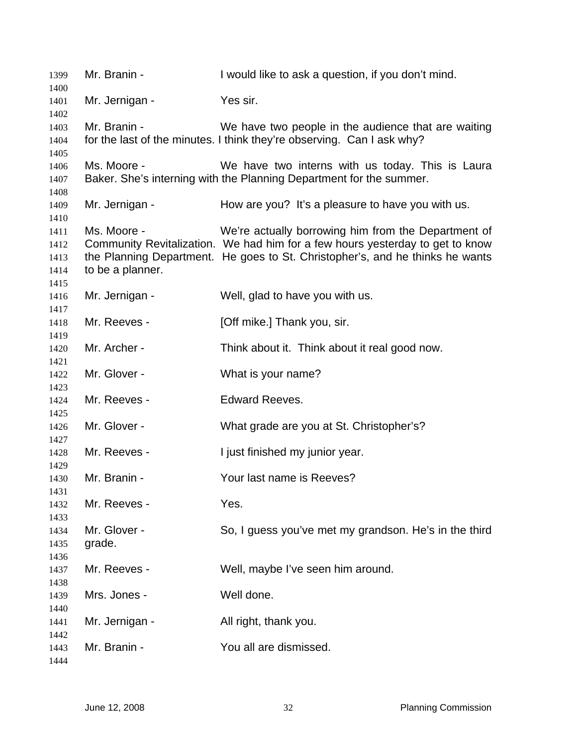Mr. Branin - I would like to ask a question, if you don't mind.

Mr. Jernigan - Yes sir.

Mr. Branin - We have two people in the audience that are waiting for the last of the minutes. I think they're observing. Can I ask why?

Ms. Moore - We have two interns with us today. This is Laura Baker. She's interning with the Planning Department for the summer.

Mr. Jernigan - How are you? It's a pleasure to have you with us.

Ms. Moore - We're actually borrowing him from the Department of Community Revitalization. We had him for a few hours yesterday to get to know the Planning Department. He goes to St. Christopher's, and he thinks he wants to be a planner.

Mr. Jernigan - Well, glad to have you with us.

Mr. Reeves - [Off mike.] Thank you, sir.

Mr. Archer - Think about it. Think about it real good now.

Mr. Glover - What is your name?

Mr. Reeves - Edward Reeves.

Mr. Glover - What grade are you at St. Christopher's?

Mr. Reeves - I just finished my junior year.

Mr. Branin - Your last name is Reeves?

Mr. Reeves - Yes.

Mr. Glover - So, I guess you've met my grandson. He's in the third grade.

Mr. Reeves - Well, maybe I've seen him around.

Mrs. Jones - Well done.

Mr. Jernigan - All right, thank you.

Mr. Branin - You all are dismissed.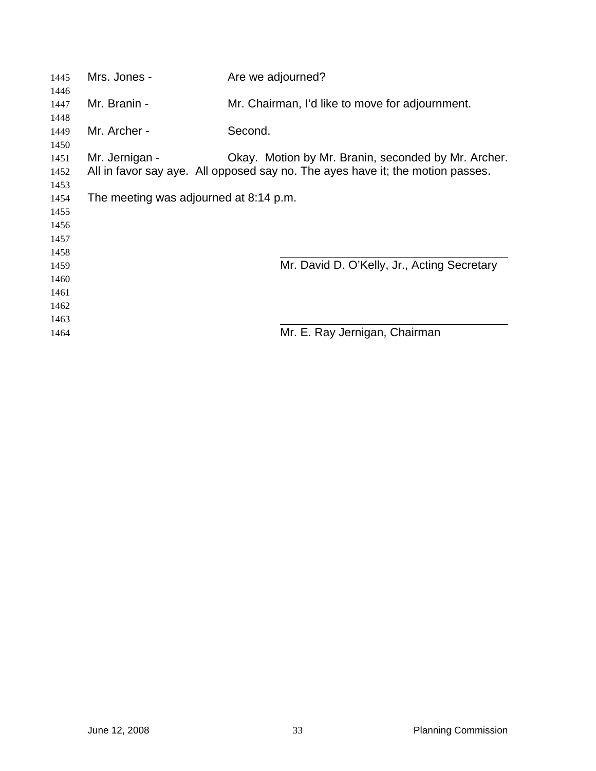Mrs. Jones - Are we adjourned?

Mr. Branin - Mr. Chairman, I'd like to move for adjournment.

Mr. Archer - Second.

Mr. Jernigan - Okay. Motion by Mr. Branin, seconded by Mr. Archer. All in favor say aye. All opposed say no. The ayes have it; the motion passes.

The meeting was adjourned at 8:14 p.m.

\_\_\_\_\_\_\_\_\_\_\_\_\_\_\_\_\_\_\_\_\_\_\_\_\_\_\_\_\_\_\_\_\_\_\_\_\_\_\_\_

Mr. David D. O'Kelly, Jr., Acting Secretary

\_\_\_\_\_\_\_\_\_\_\_\_\_\_\_\_\_\_\_\_\_\_\_\_\_\_\_\_\_\_\_\_\_\_\_\_\_\_\_\_

Mr. E. Ray Jernigan, Chairman